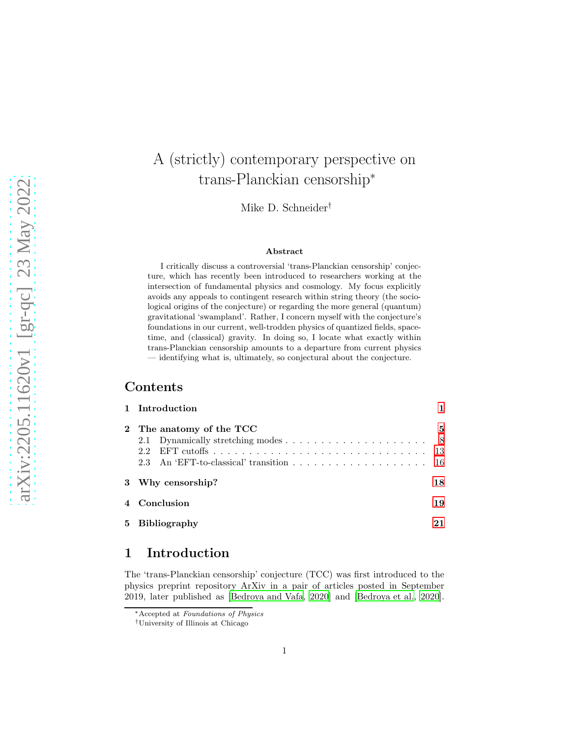# A (strictly) contemporary perspective on trans-Planckian censorship*

Mike D. Schneider†

### Abstract

I critically discuss a controversial 'trans-Planckian censorship' conjecture, which has recently been introduced to researchers working at the intersection of fundamental physics and cosmology. My focus explicitly avoids any appeals to contingent research within string theory (the sociological origins of the conjecture) or regarding the more general (quantum) gravitational 'swampland'. Rather, I concern myself with the conjecture's foundations in our current, well-trodden physics of quantized fields, spacetime, and (classical) gravity. In doing so, I locate what exactly within trans-Planckian censorship amounts to a departure from current physics — identifying what is, ultimately, so conjectural about the conjecture.

## Contents

- 1 Introduction — 1
- 2 The anatomy of the TCC — 5
  - 2.1 Dynamically stretching modes — 8
  - 2.2 EFT cutoffs — 13
  - 2.3 An 'EFT-to-classical' transition — 16
- 3 Why censorship? — 18
- 4 Conclusion — 19
- 5 Bibliography — 21

## 1 Introduction

The 'trans-Planckian censorship' conjecture (TCC) was first introduced to the physics preprint repository ArXiv in a pair of articles posted in September 2019, later published as [Bedroya and Vafa, 2020] and [Bedroya et al., 2020].

---

*Accepted at *Foundations of Physics*

†University of Illinois at Chicago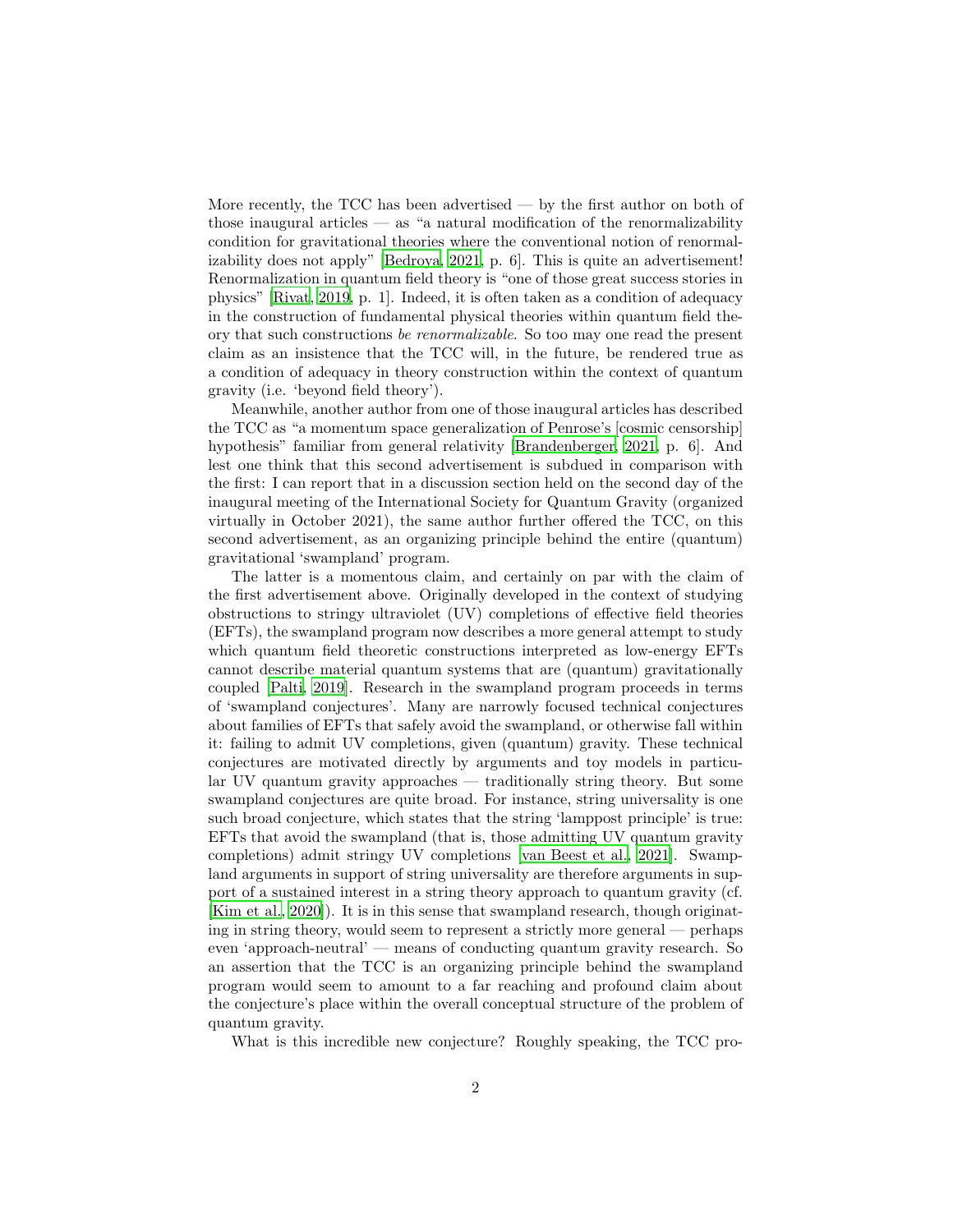More recently, the TCC has been advertised — by the first author on both of those inaugural articles — as "a natural modification of the renormalizability condition for gravitational theories where the conventional notion of renormalizability does not apply" [Bedroya, 2021, p. 6]. This is quite an advertisement! Renormalization in quantum field theory is "one of those great success stories in physics" [Rivat, 2019, p. 1]. Indeed, it is often taken as a condition of adequacy in the construction of fundamental physical theories within quantum field theory that such constructions *be renormalizable*. So too may one read the present claim as an insistence that the TCC will, in the future, be rendered true as a condition of adequacy in theory construction within the context of quantum gravity (i.e. 'beyond field theory').

Meanwhile, another author from one of those inaugural articles has described the TCC as "a momentum space generalization of Penrose's [cosmic censorship] hypothesis" familiar from general relativity [Brandenberger, 2021, p. 6]. And lest one think that this second advertisement is subdued in comparison with the first: I can report that in a discussion section held on the second day of the inaugural meeting of the International Society for Quantum Gravity (organized virtually in October 2021), the same author further offered the TCC, on this second advertisement, as an organizing principle behind the entire (quantum) gravitational 'swampland' program.

The latter is a momentous claim, and certainly on par with the claim of the first advertisement above. Originally developed in the context of studying obstructions to stringy ultraviolet (UV) completions of effective field theories (EFTs), the swampland program now describes a more general attempt to study which quantum field theoretic constructions interpreted as low-energy EFTs cannot describe material quantum systems that are (quantum) gravitationally coupled [Palti, 2019]. Research in the swampland program proceeds in terms of 'swampland conjectures'. Many are narrowly focused technical conjectures about families of EFTs that safely avoid the swampland, or otherwise fall within it: failing to admit UV completions, given (quantum) gravity. These technical conjectures are motivated directly by arguments and toy models in particular UV quantum gravity approaches — traditionally string theory. But some swampland conjectures are quite broad. For instance, string universality is one such broad conjecture, which states that the string 'lamppost principle' is true: EFTs that avoid the swampland (that is, those admitting UV quantum gravity completions) admit stringy UV completions [van Beest et al., 2021]. Swampland arguments in support of string universality are therefore arguments in support of a sustained interest in a string theory approach to quantum gravity (cf. [Kim et al., 2020]). It is in this sense that swampland research, though originating in string theory, would seem to represent a strictly more general — perhaps even 'approach-neutral' — means of conducting quantum gravity research. So an assertion that the TCC is an organizing principle behind the swampland program would seem to amount to a far reaching and profound claim about the conjecture's place within the overall conceptual structure of the problem of quantum gravity.

What is this incredible new conjecture? Roughly speaking, the TCC pro-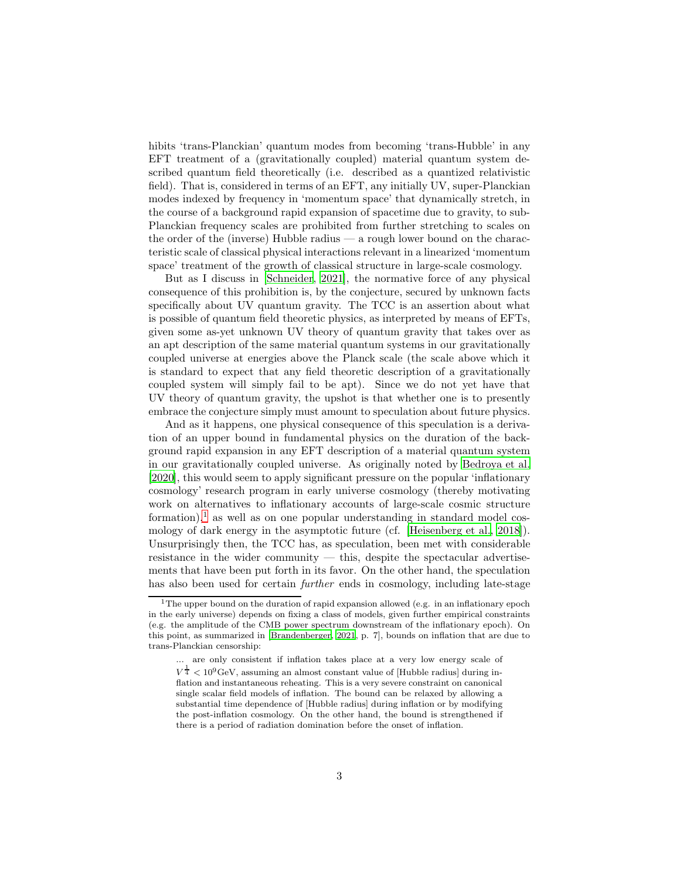hibits 'trans-Planckian' quantum modes from becoming 'trans-Hubble' in any EFT treatment of a (gravitationally coupled) material quantum system described quantum field theoretically (i.e. described as a quantized relativistic field). That is, considered in terms of an EFT, any initially UV, super-Planckian modes indexed by frequency in 'momentum space' that dynamically stretch, in the course of a background rapid expansion of spacetime due to gravity, to sub-Planckian frequency scales are prohibited from further stretching to scales on the order of the (inverse) Hubble radius — a rough lower bound on the characteristic scale of classical physical interactions relevant in a linearized 'momentum space' treatment of the growth of classical structure in large-scale cosmology.

But as I discuss in [Schneider, 2021], the normative force of any physical consequence of this prohibition is, by the conjecture, secured by unknown facts specifically about UV quantum gravity. The TCC is an assertion about what is possible of quantum field theoretic physics, as interpreted by means of EFTs, given some as-yet unknown UV theory of quantum gravity that takes over as an apt description of the same material quantum systems in our gravitationally coupled universe at energies above the Planck scale (the scale above which it is standard to expect that any field theoretic description of a gravitationally coupled system will simply fail to be apt). Since we do not yet have that UV theory of quantum gravity, the upshot is that whether one is to presently embrace the conjecture simply must amount to speculation about future physics.

And as it happens, one physical consequence of this speculation is a derivation of an upper bound in fundamental physics on the duration of the background rapid expansion in any EFT description of a material quantum system in our gravitationally coupled universe. As originally noted by [Bedroya et al. 2020], this would seem to apply significant pressure on the popular 'inflationary cosmology' research program in early universe cosmology (thereby motivating work on alternatives to inflationary accounts of large-scale cosmic structure formation),[1] as well as on one popular understanding in standard model cosmology of dark energy in the asymptotic future (cf. [Heisenberg et al., 2018]). Unsurprisingly then, the TCC has, as speculation, been met with considerable resistance in the wider community — this, despite the spectacular advertisements that have been put forth in its favor. On the other hand, the speculation has also been used for certain *further* ends in cosmology, including late-stage

---

[1] The upper bound on the duration of rapid expansion allowed (e.g. in an inflationary epoch in the early universe) depends on fixing a class of models, given further empirical constraints (e.g. the amplitude of the CMB power spectrum downstream of the inflationary epoch). On this point, as summarized in [Brandenberger, 2021, p. 7], bounds on inflation that are due to trans-Planckian censorship:

> ... are only consistent if inflation takes place at a very low energy scale of $V^{\frac{1}{4}} < 10^9\,\text{GeV}$, assuming an almost constant value of [Hubble radius] during inflation and instantaneous reheating. This is a very severe constraint on canonical single scalar field models of inflation. The bound can be relaxed by allowing a substantial time dependence of [Hubble radius] during inflation or by modifying the post-inflation cosmology. On the other hand, the bound is strengthened if there is a period of radiation domination before the onset of inflation.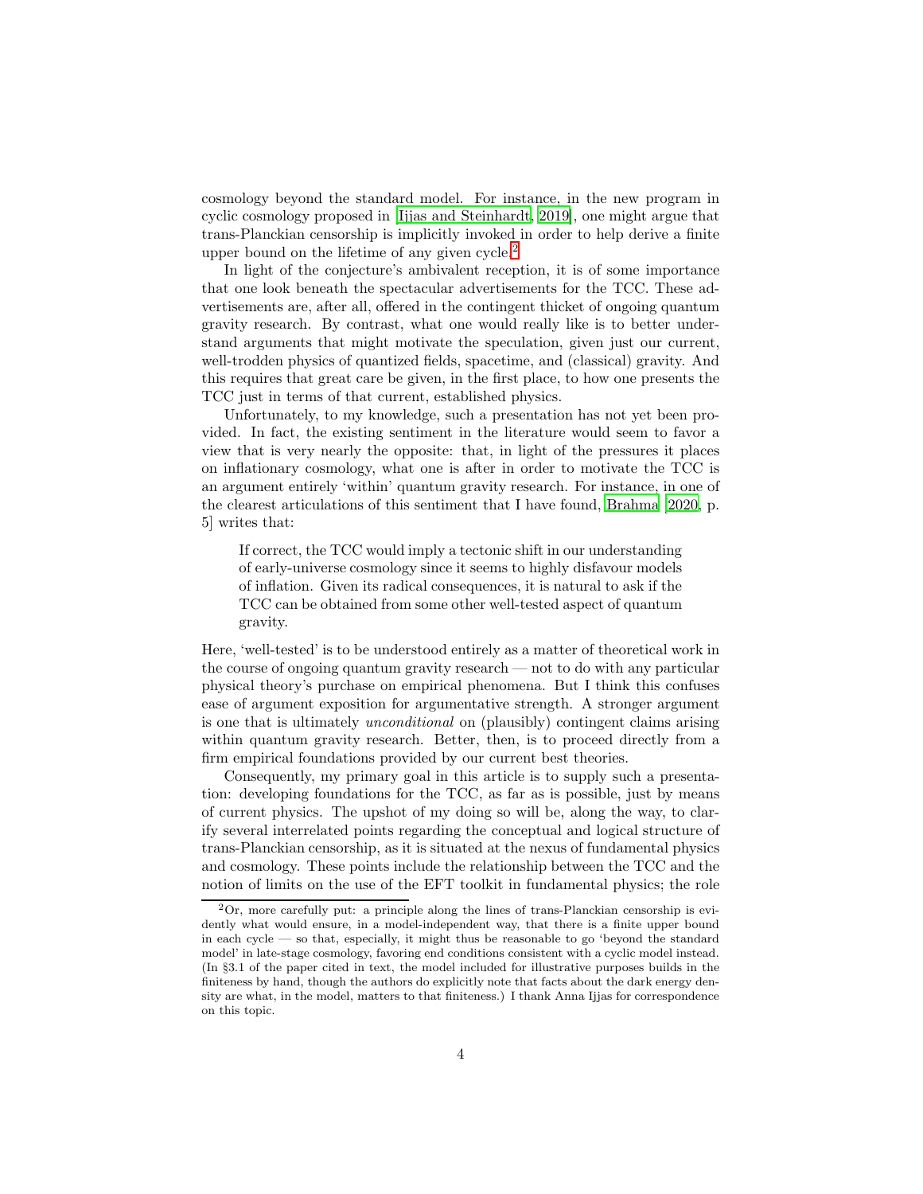cosmology beyond the standard model. For instance, in the new program in cyclic cosmology proposed in [Ijjas and Steinhardt, 2019], one might argue that trans-Planckian censorship is implicitly invoked in order to help derive a finite upper bound on the lifetime of any given cycle.[2]

In light of the conjecture's ambivalent reception, it is of some importance that one look beneath the spectacular advertisements for the TCC. These advertisements are, after all, offered in the contingent thicket of ongoing quantum gravity research. By contrast, what one would really like is to better understand arguments that might motivate the speculation, given just our current, well-trodden physics of quantized fields, spacetime, and (classical) gravity. And this requires that great care be given, in the first place, to how one presents the TCC just in terms of that current, established physics.

Unfortunately, to my knowledge, such a presentation has not yet been provided. In fact, the existing sentiment in the literature would seem to favor a view that is very nearly the opposite: that, in light of the pressures it places on inflationary cosmology, what one is after in order to motivate the TCC is an argument entirely 'within' quantum gravity research. For instance, in one of the clearest articulations of this sentiment that I have found, Brahma [2020, p. 5] writes that:

> If correct, the TCC would imply a tectonic shift in our understanding of early-universe cosmology since it seems to highly disfavour models of inflation. Given its radical consequences, it is natural to ask if the TCC can be obtained from some other well-tested aspect of quantum gravity.

Here, 'well-tested' is to be understood entirely as a matter of theoretical work in the course of ongoing quantum gravity research — not to do with any particular physical theory's purchase on empirical phenomena. But I think this confuses ease of argument exposition for argumentative strength. A stronger argument is one that is ultimately *unconditional* on (plausibly) contingent claims arising within quantum gravity research. Better, then, is to proceed directly from a firm empirical foundations provided by our current best theories.

Consequently, my primary goal in this article is to supply such a presentation: developing foundations for the TCC, as far as is possible, just by means of current physics. The upshot of my doing so will be, along the way, to clarify several interrelated points regarding the conceptual and logical structure of trans-Planckian censorship, as it is situated at the nexus of fundamental physics and cosmology. These points include the relationship between the TCC and the notion of limits on the use of the EFT toolkit in fundamental physics; the role

[2] Or, more carefully put: a principle along the lines of trans-Planckian censorship is evidently what would ensure, in a model-independent way, that there is a finite upper bound in each cycle — so that, especially, it might thus be reasonable to go 'beyond the standard model' in late-stage cosmology, favoring end conditions consistent with a cyclic model instead. (In §3.1 of the paper cited in text, the model included for illustrative purposes builds in the finiteness by hand, though the authors do explicitly note that facts about the dark energy density are what, in the model, matters to that finiteness.) I thank Anna Ijjas for correspondence on this topic.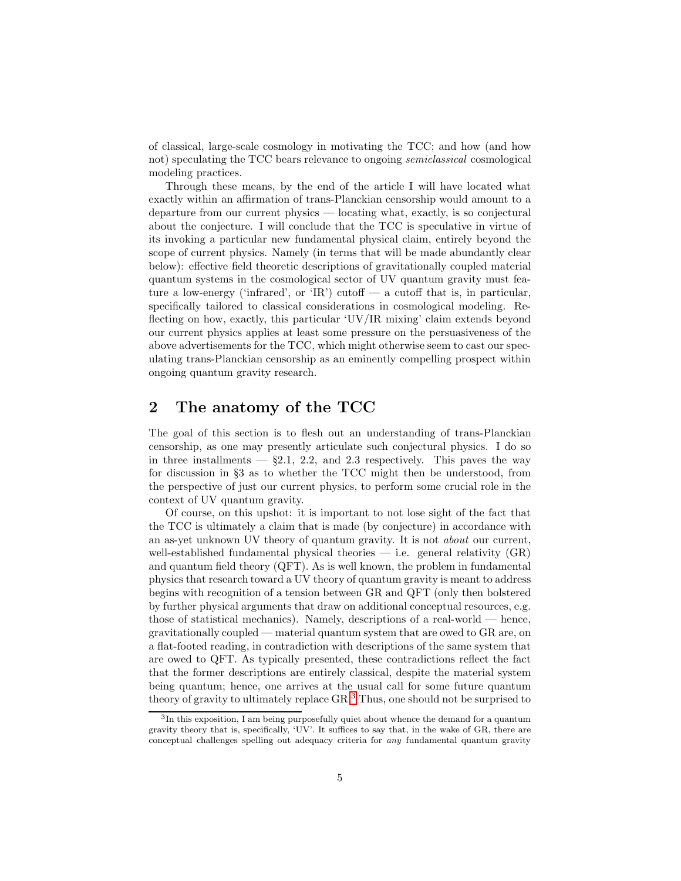of classical, large-scale cosmology in motivating the TCC; and how (and how not) speculating the TCC bears relevance to ongoing *semiclassical* cosmological modeling practices.

Through these means, by the end of the article I will have located what exactly within an affirmation of trans-Planckian censorship would amount to a departure from our current physics — locating what, exactly, is so conjectural about the conjecture. I will conclude that the TCC is speculative in virtue of its invoking a particular new fundamental physical claim, entirely beyond the scope of current physics. Namely (in terms that will be made abundantly clear below): effective field theoretic descriptions of gravitationally coupled material quantum systems in the cosmological sector of UV quantum gravity must feature a low-energy ('infrared', or 'IR') cutoff — a cutoff that is, in particular, specifically tailored to classical considerations in cosmological modeling. Reflecting on how, exactly, this particular 'UV/IR mixing' claim extends beyond our current physics applies at least some pressure on the persuasiveness of the above advertisements for the TCC, which might otherwise seem to cast our speculating trans-Planckian censorship as an eminently compelling prospect within ongoing quantum gravity research.

## 2 The anatomy of the TCC

The goal of this section is to flesh out an understanding of trans-Planckian censorship, as one may presently articulate such conjectural physics. I do so in three installments — §2.1, 2.2, and 2.3 respectively. This paves the way for discussion in §3 as to whether the TCC might then be understood, from the perspective of just our current physics, to perform some crucial role in the context of UV quantum gravity.

Of course, on this upshot: it is important to not lose sight of the fact that the TCC is ultimately a claim that is made (by conjecture) in accordance with an as-yet unknown UV theory of quantum gravity. It is not *about* our current, well-established fundamental physical theories — i.e. general relativity (GR) and quantum field theory (QFT). As is well known, the problem in fundamental physics that research toward a UV theory of quantum gravity is meant to address begins with recognition of a tension between GR and QFT (only then bolstered by further physical arguments that draw on additional conceptual resources, e.g. those of statistical mechanics). Namely, descriptions of a real-world — hence, gravitationally coupled — material quantum system that are owed to GR are, on a flat-footed reading, in contradiction with descriptions of the same system that are owed to QFT. As typically presented, these contradictions reflect the fact that the former descriptions are entirely classical, despite the material system being quantum; hence, one arrives at the usual call for some future quantum theory of gravity to ultimately replace GR.[3] Thus, one should not be surprised to

[3] In this exposition, I am being purposefully quiet about whence the demand for a quantum gravity theory that is, specifically, 'UV'. It suffices to say that, in the wake of GR, there are conceptual challenges spelling out adequacy criteria for *any* fundamental quantum gravity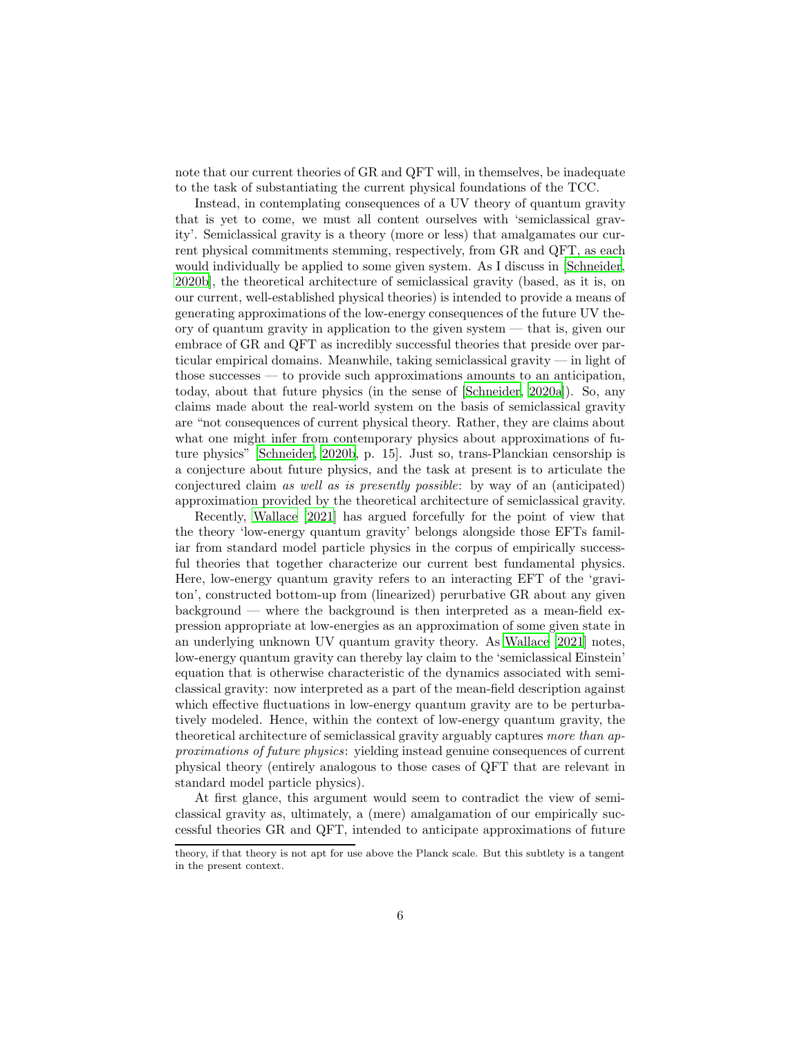note that our current theories of GR and QFT will, in themselves, be inadequate to the task of substantiating the current physical foundations of the TCC.

Instead, in contemplating consequences of a UV theory of quantum gravity that is yet to come, we must all content ourselves with 'semiclassical gravity'. Semiclassical gravity is a theory (more or less) that amalgamates our current physical commitments stemming, respectively, from GR and QFT, as each would individually be applied to some given system. As I discuss in [Schneider, 2020b], the theoretical architecture of semiclassical gravity (based, as it is, on our current, well-established physical theories) is intended to provide a means of generating approximations of the low-energy consequences of the future UV theory of quantum gravity in application to the given system — that is, given our embrace of GR and QFT as incredibly successful theories that preside over particular empirical domains. Meanwhile, taking semiclassical gravity — in light of those successes — to provide such approximations amounts to an anticipation, today, about that future physics (in the sense of [Schneider, 2020a]). So, any claims made about the real-world system on the basis of semiclassical gravity are "not consequences of current physical theory. Rather, they are claims about what one might infer from contemporary physics about approximations of future physics" [Schneider, 2020b, p. 15]. Just so, trans-Planckian censorship is a conjecture about future physics, and the task at present is to articulate the conjectured claim *as well as is presently possible*: by way of an (anticipated) approximation provided by the theoretical architecture of semiclassical gravity.

Recently, Wallace [2021] has argued forcefully for the point of view that the theory 'low-energy quantum gravity' belongs alongside those EFTs familiar from standard model particle physics in the corpus of empirically successful theories that together characterize our current best fundamental physics. Here, low-energy quantum gravity refers to an interacting EFT of the 'graviton', constructed bottom-up from (linearized) perurbative GR about any given background — where the background is then interpreted as a mean-field expression appropriate at low-energies as an approximation of some given state in an underlying unknown UV quantum gravity theory. As Wallace [2021] notes, low-energy quantum gravity can thereby lay claim to the 'semiclassical Einstein' equation that is otherwise characteristic of the dynamics associated with semiclassical gravity: now interpreted as a part of the mean-field description against which effective fluctuations in low-energy quantum gravity are to be perturbatively modeled. Hence, within the context of low-energy quantum gravity, the theoretical architecture of semiclassical gravity arguably captures *more than approximations of future physics*: yielding instead genuine consequences of current physical theory (entirely analogous to those cases of QFT that are relevant in standard model particle physics).

At first glance, this argument would seem to contradict the view of semiclassical gravity as, ultimately, a (mere) amalgamation of our empirically successful theories GR and QFT, intended to anticipate approximations of future

theory, if that theory is not apt for use above the Planck scale. But this subtlety is a tangent in the present context.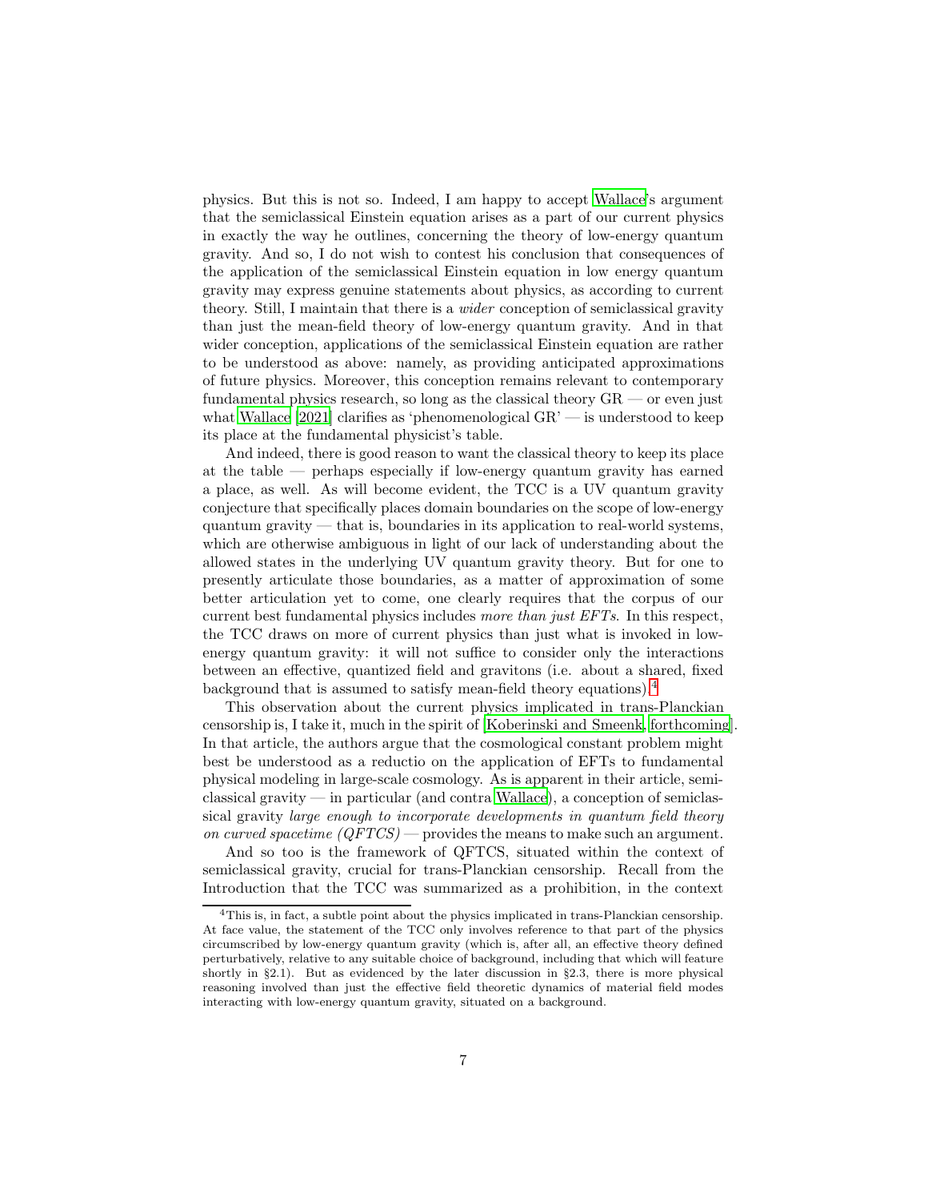physics. But this is not so. Indeed, I am happy to accept Wallace's argument that the semiclassical Einstein equation arises as a part of our current physics in exactly the way he outlines, concerning the theory of low-energy quantum gravity. And so, I do not wish to contest his conclusion that consequences of the application of the semiclassical Einstein equation in low energy quantum gravity may express genuine statements about physics, as according to current theory. Still, I maintain that there is a *wider* conception of semiclassical gravity than just the mean-field theory of low-energy quantum gravity. And in that wider conception, applications of the semiclassical Einstein equation are rather to be understood as above: namely, as providing anticipated approximations of future physics. Moreover, this conception remains relevant to contemporary fundamental physics research, so long as the classical theory GR — or even just what Wallace [2021] clarifies as 'phenomenological GR' — is understood to keep its place at the fundamental physicist's table.

And indeed, there is good reason to want the classical theory to keep its place at the table — perhaps especially if low-energy quantum gravity has earned a place, as well. As will become evident, the TCC is a UV quantum gravity conjecture that specifically places domain boundaries on the scope of low-energy quantum gravity — that is, boundaries in its application to real-world systems, which are otherwise ambiguous in light of our lack of understanding about the allowed states in the underlying UV quantum gravity theory. But for one to presently articulate those boundaries, as a matter of approximation of some better articulation yet to come, one clearly requires that the corpus of our current best fundamental physics includes *more than just EFTs*. In this respect, the TCC draws on more of current physics than just what is invoked in low-energy quantum gravity: it will not suffice to consider only the interactions between an effective, quantized field and gravitons (i.e. about a shared, fixed background that is assumed to satisfy mean-field theory equations).[4]

This observation about the current physics implicated in trans-Planckian censorship is, I take it, much in the spirit of [Koberinski and Smeenk, forthcoming]. In that article, the authors argue that the cosmological constant problem might best be understood as a reductio on the application of EFTs to fundamental physical modeling in large-scale cosmology. As is apparent in their article, semiclassical gravity — in particular (and contra Wallace), a conception of semiclassical gravity *large enough to incorporate developments in quantum field theory on curved spacetime (QFTCS)* — provides the means to make such an argument.

And so too is the framework of QFTCS, situated within the context of semiclassical gravity, crucial for trans-Planckian censorship. Recall from the Introduction that the TCC was summarized as a prohibition, in the context

[4] This is, in fact, a subtle point about the physics implicated in trans-Planckian censorship. At face value, the statement of the TCC only involves reference to that part of the physics circumscribed by low-energy quantum gravity (which is, after all, an effective theory defined perturbatively, relative to any suitable choice of background, including that which will feature shortly in §2.1). But as evidenced by the later discussion in §2.3, there is more physical reasoning involved than just the effective field theoretic dynamics of material field modes interacting with low-energy quantum gravity, situated on a background.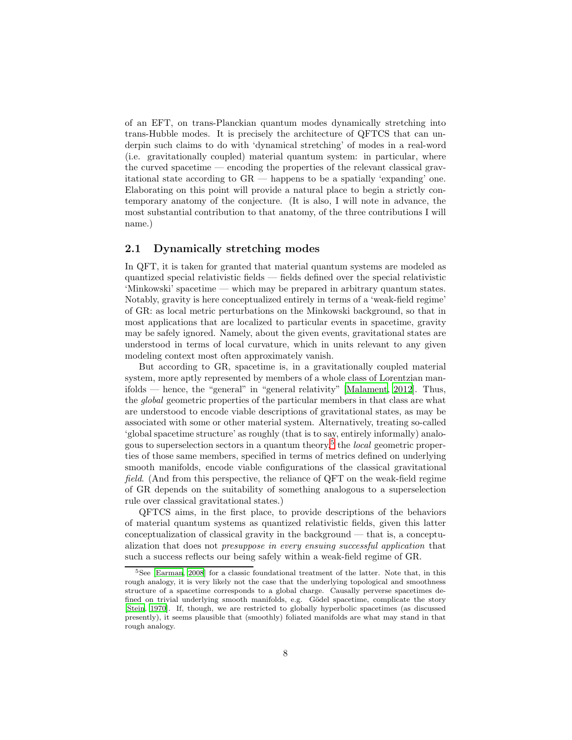of an EFT, on trans-Planckian quantum modes dynamically stretching into trans-Hubble modes. It is precisely the architecture of QFTCS that can underpin such claims to do with 'dynamical stretching' of modes in a real-word (i.e. gravitationally coupled) material quantum system: in particular, where the curved spacetime — encoding the properties of the relevant classical gravitational state according to GR — happens to be a spatially 'expanding' one. Elaborating on this point will provide a natural place to begin a strictly contemporary anatomy of the conjecture. (It is also, I will note in advance, the most substantial contribution to that anatomy, of the three contributions I will name.)

## 2.1 Dynamically stretching modes

In QFT, it is taken for granted that material quantum systems are modeled as quantized special relativistic fields — fields defined over the special relativistic 'Minkowski' spacetime — which may be prepared in arbitrary quantum states. Notably, gravity is here conceptualized entirely in terms of a 'weak-field regime' of GR: as local metric perturbations on the Minkowski background, so that in most applications that are localized to particular events in spacetime, gravity may be safely ignored. Namely, about the given events, gravitational states are understood in terms of local curvature, which in units relevant to any given modeling context most often approximately vanish.

But according to GR, spacetime is, in a gravitationally coupled material system, more aptly represented by members of a whole class of Lorentzian manifolds — hence, the "general" in "general relativity" [Malament, 2012]. Thus, the *global* geometric properties of the particular members in that class are what are understood to encode viable descriptions of gravitational states, as may be associated with some or other material system. Alternatively, treating so-called 'global spacetime structure' as roughly (that is to say, entirely informally) analogous to superselection sectors in a quantum theory,[5] the *local* geometric properties of those same members, specified in terms of metrics defined on underlying smooth manifolds, encode viable configurations of the classical gravitational *field*. (And from this perspective, the reliance of QFT on the weak-field regime of GR depends on the suitability of something analogous to a superselection rule over classical gravitational states.)

QFTCS aims, in the first place, to provide descriptions of the behaviors of material quantum systems as quantized relativistic fields, given this latter conceptualization of classical gravity in the background — that is, a conceptualization that does not *presuppose in every ensuing successful application* that such a success reflects our being safely within a weak-field regime of GR.

[5] See [Earman, 2008] for a classic foundational treatment of the latter. Note that, in this rough analogy, it is very likely not the case that the underlying topological and smoothness structure of a spacetime corresponds to a global charge. Causally perverse spacetimes defined on trivial underlying smooth manifolds, e.g. Gödel spacetime, complicate the story [Stein, 1970]. If, though, we are restricted to globally hyperbolic spacetimes (as discussed presently), it seems plausible that (smoothly) foliated manifolds are what may stand in that rough analogy.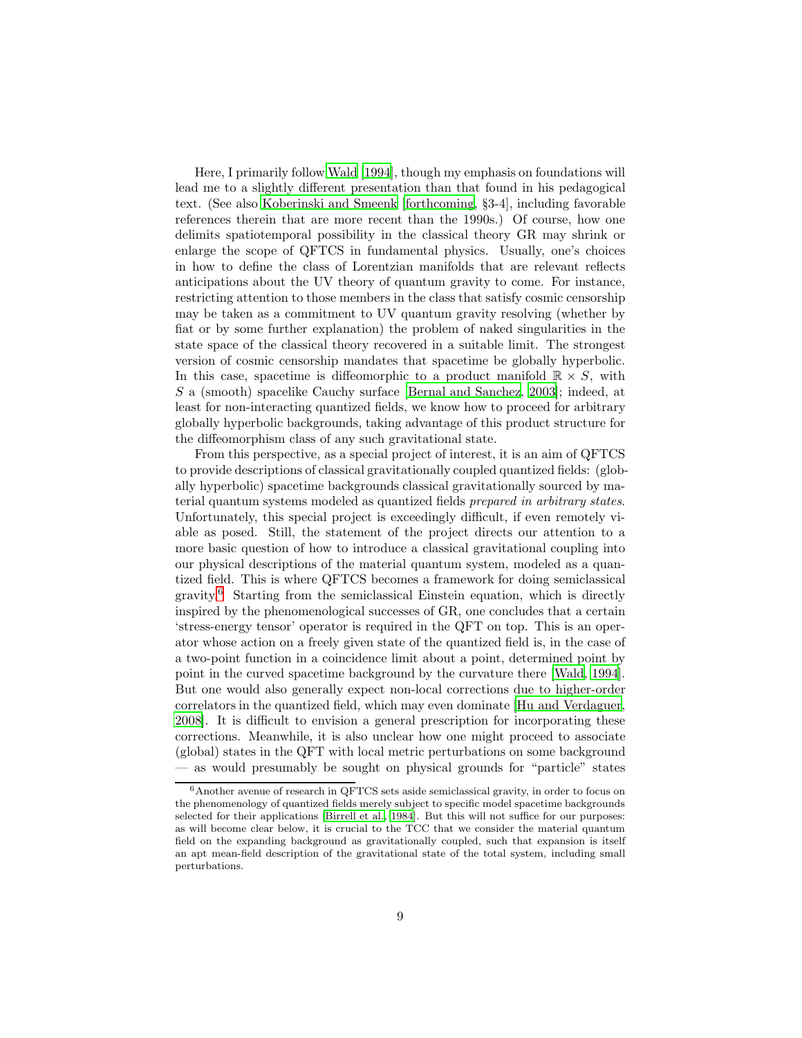Here, I primarily follow Wald [1994], though my emphasis on foundations will lead me to a slightly different presentation than that found in his pedagogical text. (See also Koberinski and Smeenk [forthcoming, §3-4], including favorable references therein that are more recent than the 1990s.) Of course, how one delimits spatiotemporal possibility in the classical theory GR may shrink or enlarge the scope of QFTCS in fundamental physics. Usually, one's choices in how to define the class of Lorentzian manifolds that are relevant reflects anticipations about the UV theory of quantum gravity to come. For instance, restricting attention to those members in the class that satisfy cosmic censorship may be taken as a commitment to UV quantum gravity resolving (whether by fiat or by some further explanation) the problem of naked singularities in the state space of the classical theory recovered in a suitable limit. The strongest version of cosmic censorship mandates that spacetime be globally hyperbolic. In this case, spacetime is diffeomorphic to a product manifold $\mathbb{R} \times S$, with $S$ a (smooth) spacelike Cauchy surface [Bernal and Sanchez, 2003]; indeed, at least for non-interacting quantized fields, we know how to proceed for arbitrary globally hyperbolic backgrounds, taking advantage of this product structure for the diffeomorphism class of any such gravitational state.

From this perspective, as a special project of interest, it is an aim of QFTCS to provide descriptions of classical gravitationally coupled quantized fields: (globally hyperbolic) spacetime backgrounds classical gravitationally sourced by material quantum systems modeled as quantized fields *prepared in arbitrary states*. Unfortunately, this special project is exceedingly difficult, if even remotely viable as posed. Still, the statement of the project directs our attention to a more basic question of how to introduce a classical gravitational coupling into our physical descriptions of the material quantum system, modeled as a quantized field. This is where QFTCS becomes a framework for doing semiclassical gravity.[6] Starting from the semiclassical Einstein equation, which is directly inspired by the phenomenological successes of GR, one concludes that a certain 'stress-energy tensor' operator is required in the QFT on top. This is an operator whose action on a freely given state of the quantized field is, in the case of a two-point function in a coincidence limit about a point, determined point by point in the curved spacetime background by the curvature there [Wald, 1994]. But one would also generally expect non-local corrections due to higher-order correlators in the quantized field, which may even dominate [Hu and Verdaguer, 2008]. It is difficult to envision a general prescription for incorporating these corrections. Meanwhile, it is also unclear how one might proceed to associate (global) states in the QFT with local metric perturbations on some background — as would presumably be sought on physical grounds for "particle" states

[6] Another avenue of research in QFTCS sets aside semiclassical gravity, in order to focus on the phenomenology of quantized fields merely subject to specific model spacetime backgrounds selected for their applications [Birrell et al., 1984]. But this will not suffice for our purposes: as will become clear below, it is crucial to the TCC that we consider the material quantum field on the expanding background as gravitationally coupled, such that expansion is itself an apt mean-field description of the gravitational state of the total system, including small perturbations.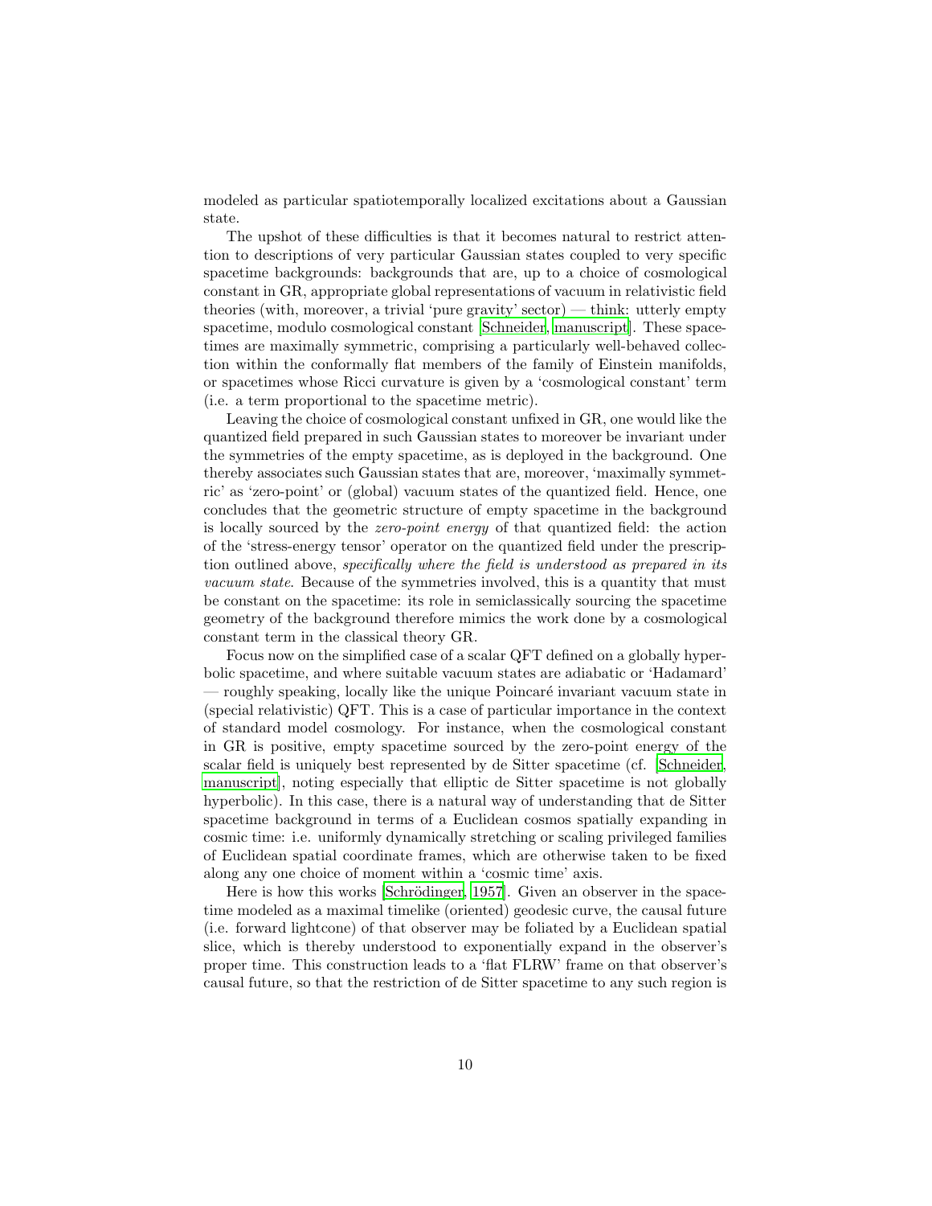modeled as particular spatiotemporally localized excitations about a Gaussian state.

The upshot of these difficulties is that it becomes natural to restrict attention to descriptions of very particular Gaussian states coupled to very specific spacetime backgrounds: backgrounds that are, up to a choice of cosmological constant in GR, appropriate global representations of vacuum in relativistic field theories (with, moreover, a trivial 'pure gravity' sector) — think: utterly empty spacetime, modulo cosmological constant [Schneider, manuscript]. These spacetimes are maximally symmetric, comprising a particularly well-behaved collection within the conformally flat members of the family of Einstein manifolds, or spacetimes whose Ricci curvature is given by a 'cosmological constant' term (i.e. a term proportional to the spacetime metric).

Leaving the choice of cosmological constant unfixed in GR, one would like the quantized field prepared in such Gaussian states to moreover be invariant under the symmetries of the empty spacetime, as is deployed in the background. One thereby associates such Gaussian states that are, moreover, 'maximally symmetric' as 'zero-point' or (global) vacuum states of the quantized field. Hence, one concludes that the geometric structure of empty spacetime in the background is locally sourced by the *zero-point energy* of that quantized field: the action of the 'stress-energy tensor' operator on the quantized field under the prescription outlined above, *specifically where the field is understood as prepared in its vacuum state*. Because of the symmetries involved, this is a quantity that must be constant on the spacetime: its role in semiclassically sourcing the spacetime geometry of the background therefore mimics the work done by a cosmological constant term in the classical theory GR.

Focus now on the simplified case of a scalar QFT defined on a globally hyperbolic spacetime, and where suitable vacuum states are adiabatic or 'Hadamard' — roughly speaking, locally like the unique Poincaré invariant vacuum state in (special relativistic) QFT. This is a case of particular importance in the context of standard model cosmology. For instance, when the cosmological constant in GR is positive, empty spacetime sourced by the zero-point energy of the scalar field is uniquely best represented by de Sitter spacetime (cf. [Schneider, manuscript], noting especially that elliptic de Sitter spacetime is not globally hyperbolic). In this case, there is a natural way of understanding that de Sitter spacetime background in terms of a Euclidean cosmos spatially expanding in cosmic time: i.e. uniformly dynamically stretching or scaling privileged families of Euclidean spatial coordinate frames, which are otherwise taken to be fixed along any one choice of moment within a 'cosmic time' axis.

Here is how this works [Schrödinger, 1957]. Given an observer in the spacetime modeled as a maximal timelike (oriented) geodesic curve, the causal future (i.e. forward lightcone) of that observer may be foliated by a Euclidean spatial slice, which is thereby understood to exponentially expand in the observer's proper time. This construction leads to a 'flat FLRW' frame on that observer's causal future, so that the restriction of de Sitter spacetime to any such region is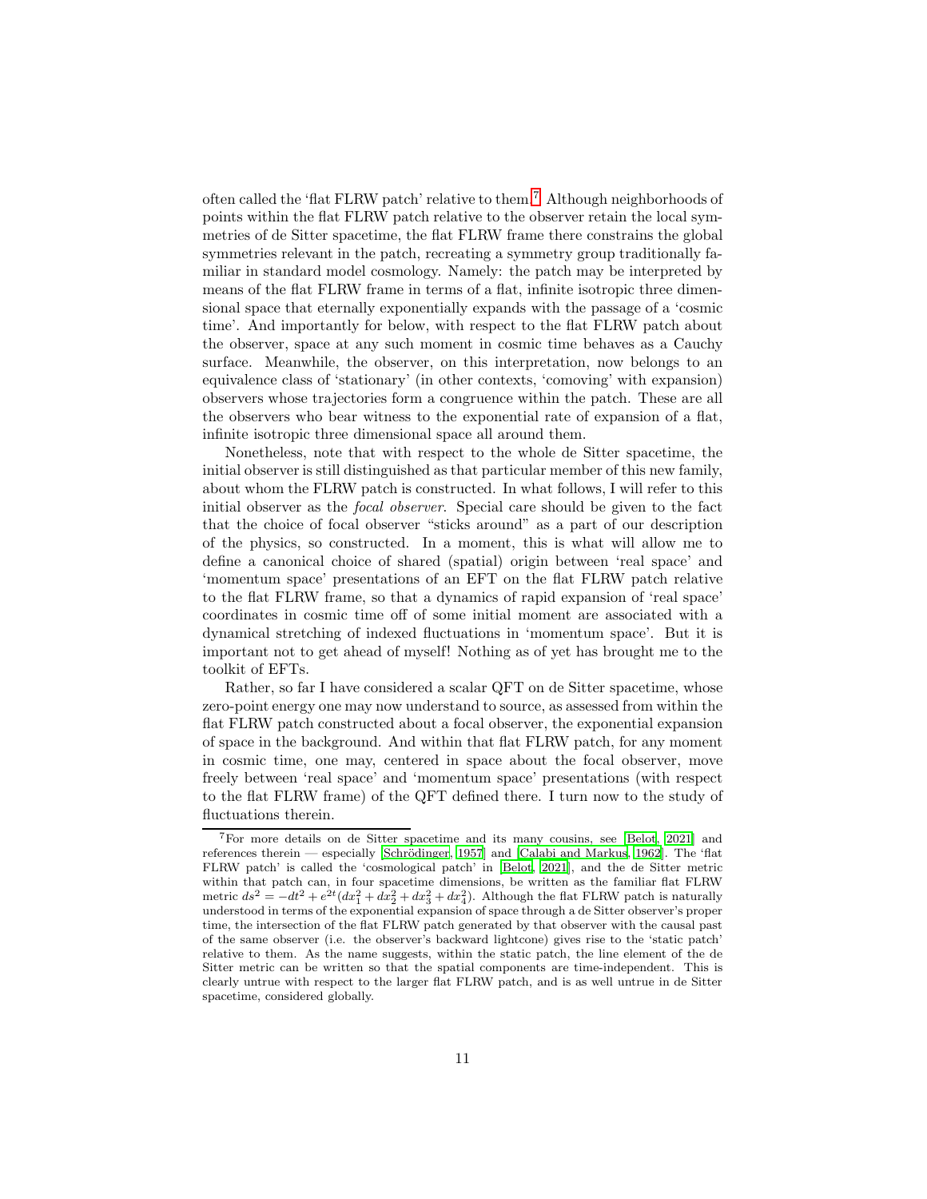often called the 'flat FLRW patch' relative to them.[7] Although neighborhoods of points within the flat FLRW patch relative to the observer retain the local symmetries of de Sitter spacetime, the flat FLRW frame there constrains the global symmetries relevant in the patch, recreating a symmetry group traditionally familiar in standard model cosmology. Namely: the patch may be interpreted by means of the flat FLRW frame in terms of a flat, infinite isotropic three dimensional space that eternally exponentially expands with the passage of a 'cosmic time'. And importantly for below, with respect to the flat FLRW patch about the observer, space at any such moment in cosmic time behaves as a Cauchy surface. Meanwhile, the observer, on this interpretation, now belongs to an equivalence class of 'stationary' (in other contexts, 'comoving' with expansion) observers whose trajectories form a congruence within the patch. These are all the observers who bear witness to the exponential rate of expansion of a flat, infinite isotropic three dimensional space all around them.

Nonetheless, note that with respect to the whole de Sitter spacetime, the initial observer is still distinguished as that particular member of this new family, about whom the FLRW patch is constructed. In what follows, I will refer to this initial observer as the *focal observer*. Special care should be given to the fact that the choice of focal observer "sticks around" as a part of our description of the physics, so constructed. In a moment, this is what will allow me to define a canonical choice of shared (spatial) origin between 'real space' and 'momentum space' presentations of an EFT on the flat FLRW patch relative to the flat FLRW frame, so that a dynamics of rapid expansion of 'real space' coordinates in cosmic time off of some initial moment are associated with a dynamical stretching of indexed fluctuations in 'momentum space'. But it is important not to get ahead of myself! Nothing as of yet has brought me to the toolkit of EFTs.

Rather, so far I have considered a scalar QFT on de Sitter spacetime, whose zero-point energy one may now understand to source, as assessed from within the flat FLRW patch constructed about a focal observer, the exponential expansion of space in the background. And within that flat FLRW patch, for any moment in cosmic time, one may, centered in space about the focal observer, move freely between 'real space' and 'momentum space' presentations (with respect to the flat FLRW frame) of the QFT defined there. I turn now to the study of fluctuations therein.

---

[7] For more details on de Sitter spacetime and its many cousins, see [Belot, 2021] and references therein — especially [Schrödinger, 1957] and [Calabi and Markus, 1962]. The 'flat FLRW patch' is called the 'cosmological patch' in [Belot, 2021], and the de Sitter metric within that patch can, in four spacetime dimensions, be written as the familiar flat FLRW metric $ds^2 = -dt^2 + e^{2t}(dx_1^2 + dx_2^2 + dx_3^2 + dx_4^2)$. Although the flat FLRW patch is naturally understood in terms of the exponential expansion of space through a de Sitter observer's proper time, the intersection of the flat FLRW patch generated by that observer with the causal past of the same observer (i.e. the observer's backward lightcone) gives rise to the 'static patch' relative to them. As the name suggests, within the static patch, the line element of the de Sitter metric can be written so that the spatial components are time-independent. This is clearly untrue with respect to the larger flat FLRW patch, and is as well untrue in de Sitter spacetime, considered globally.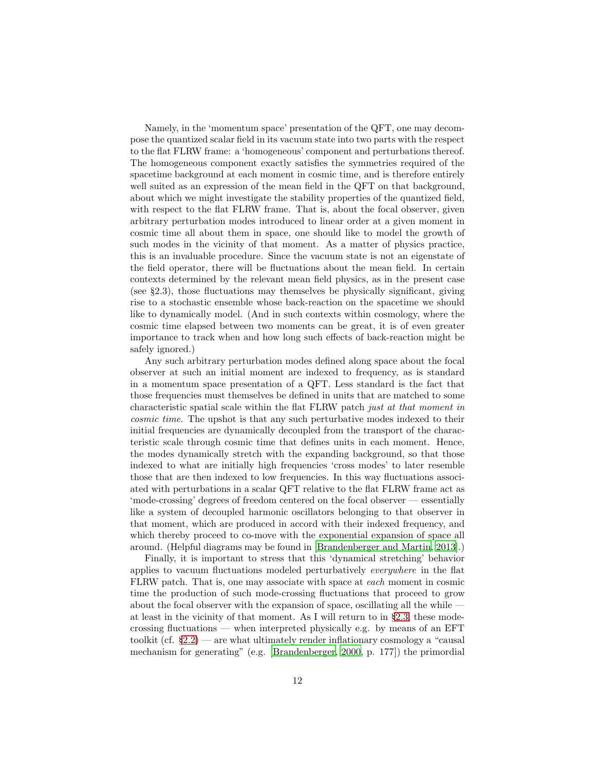Namely, in the 'momentum space' presentation of the QFT, one may decompose the quantized scalar field in its vacuum state into two parts with the respect to the flat FLRW frame: a 'homogeneous' component and perturbations thereof. The homogeneous component exactly satisfies the symmetries required of the spacetime background at each moment in cosmic time, and is therefore entirely well suited as an expression of the mean field in the QFT on that background, about which we might investigate the stability properties of the quantized field, with respect to the flat FLRW frame. That is, about the focal observer, given arbitrary perturbation modes introduced to linear order at a given moment in cosmic time all about them in space, one should like to model the growth of such modes in the vicinity of that moment. As a matter of physics practice, this is an invaluable procedure. Since the vacuum state is not an eigenstate of the field operator, there will be fluctuations about the mean field. In certain contexts determined by the relevant mean field physics, as in the present case (see §2.3), those fluctuations may themselves be physically significant, giving rise to a stochastic ensemble whose back-reaction on the spacetime we should like to dynamically model. (And in such contexts within cosmology, where the cosmic time elapsed between two moments can be great, it is of even greater importance to track when and how long such effects of back-reaction might be safely ignored.)

Any such arbitrary perturbation modes defined along space about the focal observer at such an initial moment are indexed to frequency, as is standard in a momentum space presentation of a QFT. Less standard is the fact that those frequencies must themselves be defined in units that are matched to some characteristic spatial scale within the flat FLRW patch *just at that moment in cosmic time*. The upshot is that any such perturbative modes indexed to their initial frequencies are dynamically decoupled from the transport of the characteristic scale through cosmic time that defines units in each moment. Hence, the modes dynamically stretch with the expanding background, so that those indexed to what are initially high frequencies 'cross modes' to later resemble those that are then indexed to low frequencies. In this way fluctuations associated with perturbations in a scalar QFT relative to the flat FLRW frame act as 'mode-crossing' degrees of freedom centered on the focal observer — essentially like a system of decoupled harmonic oscillators belonging to that observer in that moment, which are produced in accord with their indexed frequency, and which thereby proceed to co-move with the exponential expansion of space all around. (Helpful diagrams may be found in [Brandenberger and Martin, 2013].)

Finally, it is important to stress that this 'dynamical stretching' behavior applies to vacuum fluctuations modeled perturbatively *everywhere* in the flat FLRW patch. That is, one may associate with space at *each* moment in cosmic time the production of such mode-crossing fluctuations that proceed to grow about the focal observer with the expansion of space, oscillating all the while — at least in the vicinity of that moment. As I will return to in §2.3, these mode-crossing fluctuations — when interpreted physically e.g. by means of an EFT toolkit (cf. §2.2) — are what ultimately render inflationary cosmology a "causal mechanism for generating" (e.g. [Brandenberger, 2000, p. 177]) the primordial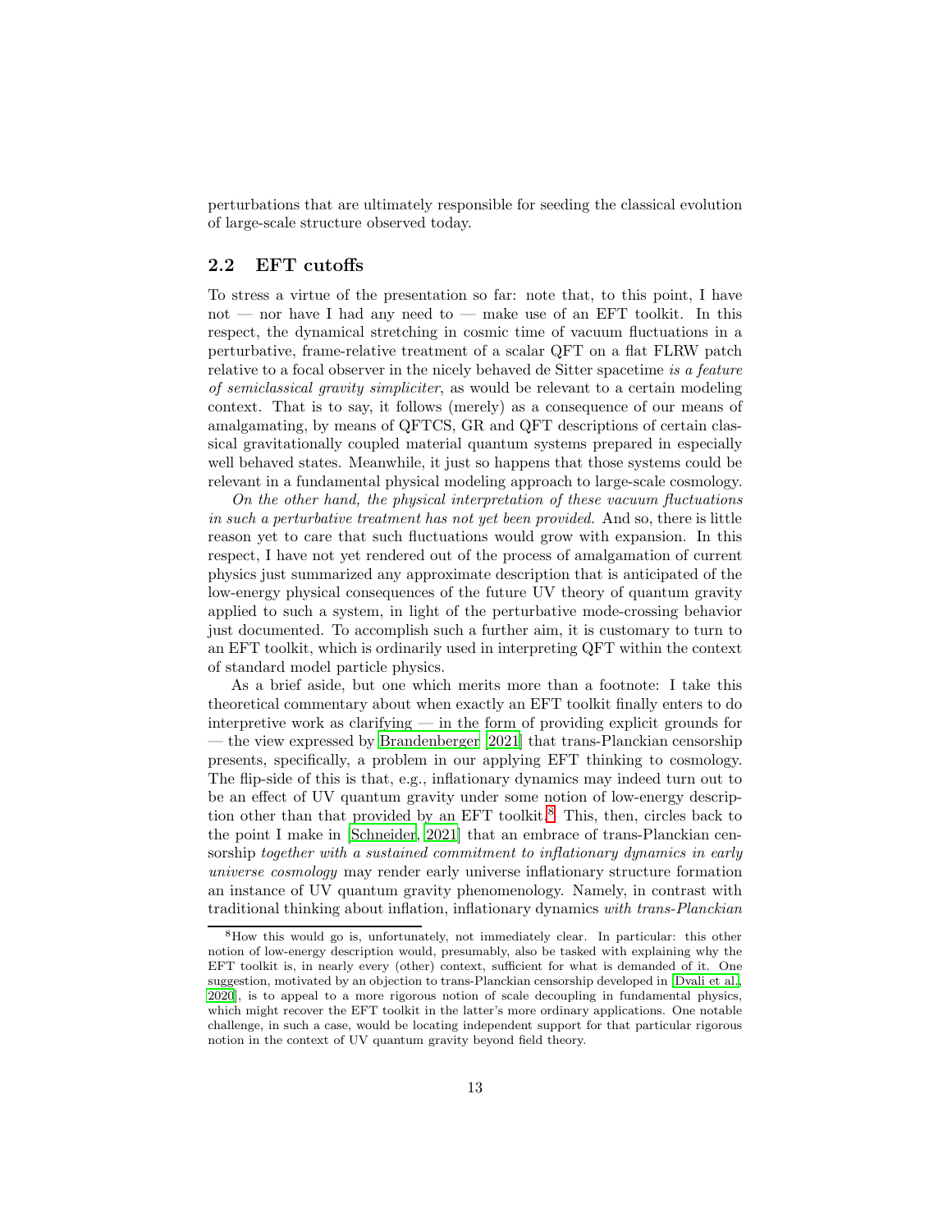perturbations that are ultimately responsible for seeding the classical evolution of large-scale structure observed today.

### 2.2 EFT cutoffs

To stress a virtue of the presentation so far: note that, to this point, I have not — nor have I had any need to — make use of an EFT toolkit. In this respect, the dynamical stretching in cosmic time of vacuum fluctuations in a perturbative, frame-relative treatment of a scalar QFT on a flat FLRW patch relative to a focal observer in the nicely behaved de Sitter spacetime *is a feature of semiclassical gravity simpliciter*, as would be relevant to a certain modeling context. That is to say, it follows (merely) as a consequence of our means of amalgamating, by means of QFTCS, GR and QFT descriptions of certain classical gravitationally coupled material quantum systems prepared in especially well behaved states. Meanwhile, it just so happens that those systems could be relevant in a fundamental physical modeling approach to large-scale cosmology.

*On the other hand, the physical interpretation of these vacuum fluctuations in such a perturbative treatment has not yet been provided.* And so, there is little reason yet to care that such fluctuations would grow with expansion. In this respect, I have not yet rendered out of the process of amalgamation of current physics just summarized any approximate description that is anticipated of the low-energy physical consequences of the future UV theory of quantum gravity applied to such a system, in light of the perturbative mode-crossing behavior just documented. To accomplish such a further aim, it is customary to turn to an EFT toolkit, which is ordinarily used in interpreting QFT within the context of standard model particle physics.

As a brief aside, but one which merits more than a footnote: I take this theoretical commentary about when exactly an EFT toolkit finally enters to do interpretive work as clarifying — in the form of providing explicit grounds for — the view expressed by Brandenberger [2021] that trans-Planckian censorship presents, specifically, a problem in our applying EFT thinking to cosmology. The flip-side of this is that, e.g., inflationary dynamics may indeed turn out to be an effect of UV quantum gravity under some notion of low-energy description other than that provided by an EFT toolkit.[8] This, then, circles back to the point I make in [Schneider, 2021] that an embrace of trans-Planckian censorship *together with a sustained commitment to inflationary dynamics in early universe cosmology* may render early universe inflationary structure formation an instance of UV quantum gravity phenomenology. Namely, in contrast with traditional thinking about inflation, inflationary dynamics *with trans-Planckian*

[8] How this would go is, unfortunately, not immediately clear. In particular: this other notion of low-energy description would, presumably, also be tasked with explaining why the EFT toolkit is, in nearly every (other) context, sufficient for what is demanded of it. One suggestion, motivated by an objection to trans-Planckian censorship developed in [Dvali et al., 2020], is to appeal to a more rigorous notion of scale decoupling in fundamental physics, which might recover the EFT toolkit in the latter's more ordinary applications. One notable challenge, in such a case, would be locating independent support for that particular rigorous notion in the context of UV quantum gravity beyond field theory.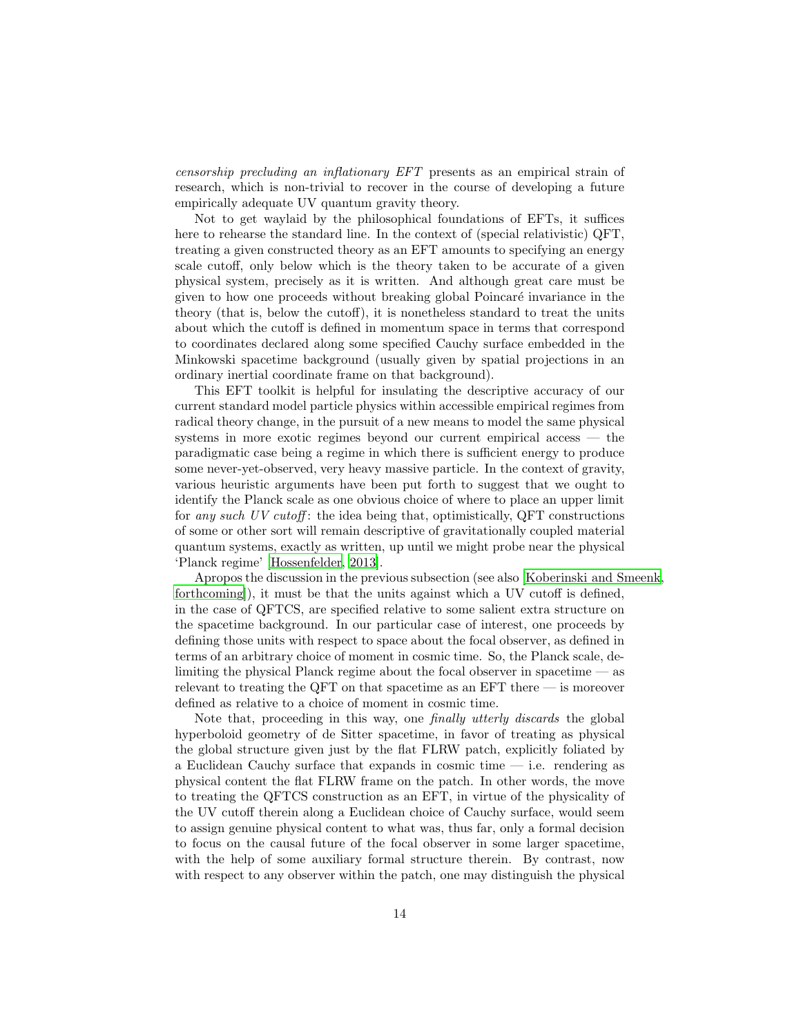*censorship precluding an inflationary EFT* presents as an empirical strain of research, which is non-trivial to recover in the course of developing a future empirically adequate UV quantum gravity theory.

Not to get waylaid by the philosophical foundations of EFTs, it suffices here to rehearse the standard line. In the context of (special relativistic) QFT, treating a given constructed theory as an EFT amounts to specifying an energy scale cutoff, only below which is the theory taken to be accurate of a given physical system, precisely as it is written. And although great care must be given to how one proceeds without breaking global Poincaré invariance in the theory (that is, below the cutoff), it is nonetheless standard to treat the units about which the cutoff is defined in momentum space in terms that correspond to coordinates declared along some specified Cauchy surface embedded in the Minkowski spacetime background (usually given by spatial projections in an ordinary inertial coordinate frame on that background).

This EFT toolkit is helpful for insulating the descriptive accuracy of our current standard model particle physics within accessible empirical regimes from radical theory change, in the pursuit of a new means to model the same physical systems in more exotic regimes beyond our current empirical access — the paradigmatic case being a regime in which there is sufficient energy to produce some never-yet-observed, very heavy massive particle. In the context of gravity, various heuristic arguments have been put forth to suggest that we ought to identify the Planck scale as one obvious choice of where to place an upper limit for *any such UV cutoff*: the idea being that, optimistically, QFT constructions of some or other sort will remain descriptive of gravitationally coupled material quantum systems, exactly as written, up until we might probe near the physical 'Planck regime' [Hossenfelder, 2013].

Apropos the discussion in the previous subsection (see also [Koberinski and Smeenk, forthcoming]), it must be that the units against which a UV cutoff is defined, in the case of QFTCS, are specified relative to some salient extra structure on the spacetime background. In our particular case of interest, one proceeds by defining those units with respect to space about the focal observer, as defined in terms of an arbitrary choice of moment in cosmic time. So, the Planck scale, delimiting the physical Planck regime about the focal observer in spacetime — as relevant to treating the QFT on that spacetime as an EFT there — is moreover defined as relative to a choice of moment in cosmic time.

Note that, proceeding in this way, one *finally utterly discards* the global hyperboloid geometry of de Sitter spacetime, in favor of treating as physical the global structure given just by the flat FLRW patch, explicitly foliated by a Euclidean Cauchy surface that expands in cosmic time — i.e. rendering as physical content the flat FLRW frame on the patch. In other words, the move to treating the QFTCS construction as an EFT, in virtue of the physicality of the UV cutoff therein along a Euclidean choice of Cauchy surface, would seem to assign genuine physical content to what was, thus far, only a formal decision to focus on the causal future of the focal observer in some larger spacetime, with the help of some auxiliary formal structure therein. By contrast, now with respect to any observer within the patch, one may distinguish the physical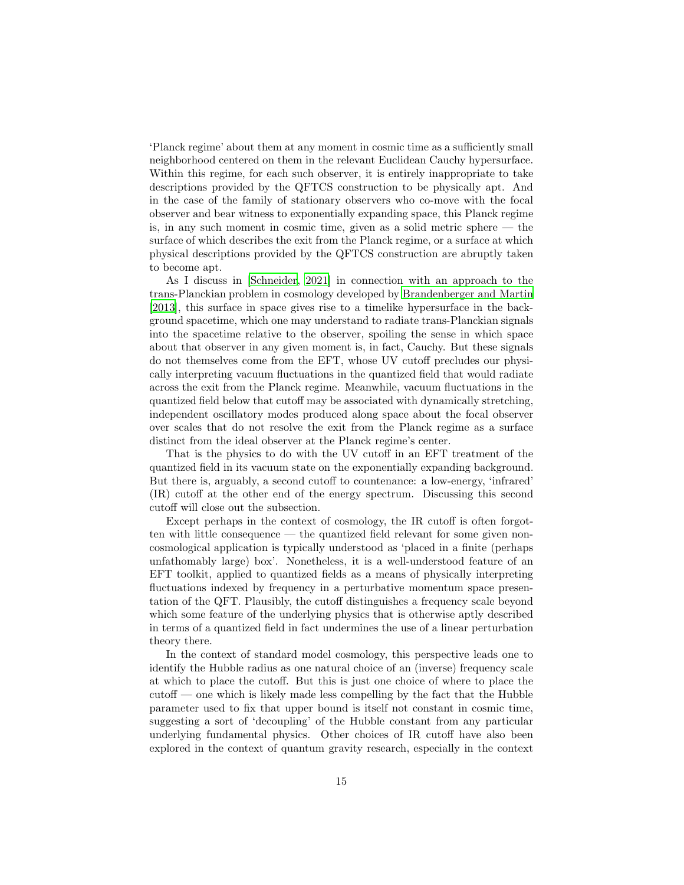‘Planck regime’ about them at any moment in cosmic time as a sufficiently small neighborhood centered on them in the relevant Euclidean Cauchy hypersurface. Within this regime, for each such observer, it is entirely inappropriate to take descriptions provided by the QFTCS construction to be physically apt. And in the case of the family of stationary observers who co-move with the focal observer and bear witness to exponentially expanding space, this Planck regime is, in any such moment in cosmic time, given as a solid metric sphere — the surface of which describes the exit from the Planck regime, or a surface at which physical descriptions provided by the QFTCS construction are abruptly taken to become apt.

As I discuss in [Schneider, 2021] in connection with an approach to the trans-Planckian problem in cosmology developed by Brandenberger and Martin [2013], this surface in space gives rise to a timelike hypersurface in the background spacetime, which one may understand to radiate trans-Planckian signals into the spacetime relative to the observer, spoiling the sense in which space about that observer in any given moment is, in fact, Cauchy. But these signals do not themselves come from the EFT, whose UV cutoff precludes our physically interpreting vacuum fluctuations in the quantized field that would radiate across the exit from the Planck regime. Meanwhile, vacuum fluctuations in the quantized field below that cutoff may be associated with dynamically stretching, independent oscillatory modes produced along space about the focal observer over scales that do not resolve the exit from the Planck regime as a surface distinct from the ideal observer at the Planck regime’s center.

That is the physics to do with the UV cutoff in an EFT treatment of the quantized field in its vacuum state on the exponentially expanding background. But there is, arguably, a second cutoff to countenance: a low-energy, ‘infrared’ (IR) cutoff at the other end of the energy spectrum. Discussing this second cutoff will close out the subsection.

Except perhaps in the context of cosmology, the IR cutoff is often forgotten with little consequence — the quantized field relevant for some given non-cosmological application is typically understood as ‘placed in a finite (perhaps unfathomably large) box’. Nonetheless, it is a well-understood feature of an EFT toolkit, applied to quantized fields as a means of physically interpreting fluctuations indexed by frequency in a perturbative momentum space presentation of the QFT. Plausibly, the cutoff distinguishes a frequency scale beyond which some feature of the underlying physics that is otherwise aptly described in terms of a quantized field in fact undermines the use of a linear perturbation theory there.

In the context of standard model cosmology, this perspective leads one to identify the Hubble radius as one natural choice of an (inverse) frequency scale at which to place the cutoff. But this is just one choice of where to place the cutoff — one which is likely made less compelling by the fact that the Hubble parameter used to fix that upper bound is itself not constant in cosmic time, suggesting a sort of ‘decoupling’ of the Hubble constant from any particular underlying fundamental physics. Other choices of IR cutoff have also been explored in the context of quantum gravity research, especially in the context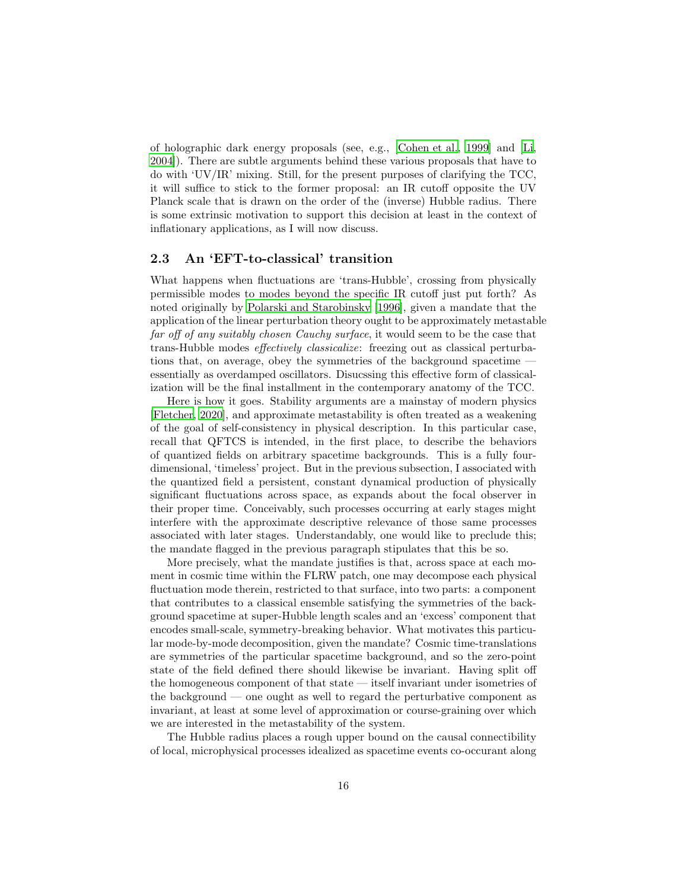of holographic dark energy proposals (see, e.g., [Cohen et al., 1999] and [Li, 2004]). There are subtle arguments behind these various proposals that have to do with 'UV/IR' mixing. Still, for the present purposes of clarifying the TCC, it will suffice to stick to the former proposal: an IR cutoff opposite the UV Planck scale that is drawn on the order of the (inverse) Hubble radius. There is some extrinsic motivation to support this decision at least in the context of inflationary applications, as I will now discuss.

### 2.3 An 'EFT-to-classical' transition

What happens when fluctuations are 'trans-Hubble', crossing from physically permissible modes to modes beyond the specific IR cutoff just put forth? As noted originally by Polarski and Starobinsky [1996], given a mandate that the application of the linear perturbation theory ought to be approximately metastable *far off of any suitably chosen Cauchy surface*, it would seem to be the case that trans-Hubble modes *effectively classicalize*: freezing out as classical perturbations that, on average, obey the symmetries of the background spacetime — essentially as overdamped oscillators. Disucssing this effective form of classicalization will be the final installment in the contemporary anatomy of the TCC.

Here is how it goes. Stability arguments are a mainstay of modern physics [Fletcher, 2020], and approximate metastability is often treated as a weakening of the goal of self-consistency in physical description. In this particular case, recall that QFTCS is intended, in the first place, to describe the behaviors of quantized fields on arbitrary spacetime backgrounds. This is a fully four-dimensional, 'timeless' project. But in the previous subsection, I associated with the quantized field a persistent, constant dynamical production of physically significant fluctuations across space, as expands about the focal observer in their proper time. Conceivably, such processes occurring at early stages might interfere with the approximate descriptive relevance of those same processes associated with later stages. Understandably, one would like to preclude this; the mandate flagged in the previous paragraph stipulates that this be so.

More precisely, what the mandate justifies is that, across space at each moment in cosmic time within the FLRW patch, one may decompose each physical fluctuation mode therein, restricted to that surface, into two parts: a component that contributes to a classical ensemble satisfying the symmetries of the background spacetime at super-Hubble length scales and an 'excess' component that encodes small-scale, symmetry-breaking behavior. What motivates this particular mode-by-mode decomposition, given the mandate? Cosmic time-translations are symmetries of the particular spacetime background, and so the zero-point state of the field defined there should likewise be invariant. Having split off the homogeneous component of that state — itself invariant under isometries of the background — one ought as well to regard the perturbative component as invariant, at least at some level of approximation or course-graining over which we are interested in the metastability of the system.

The Hubble radius places a rough upper bound on the causal connectibility of local, microphysical processes idealized as spacetime events co-occurant along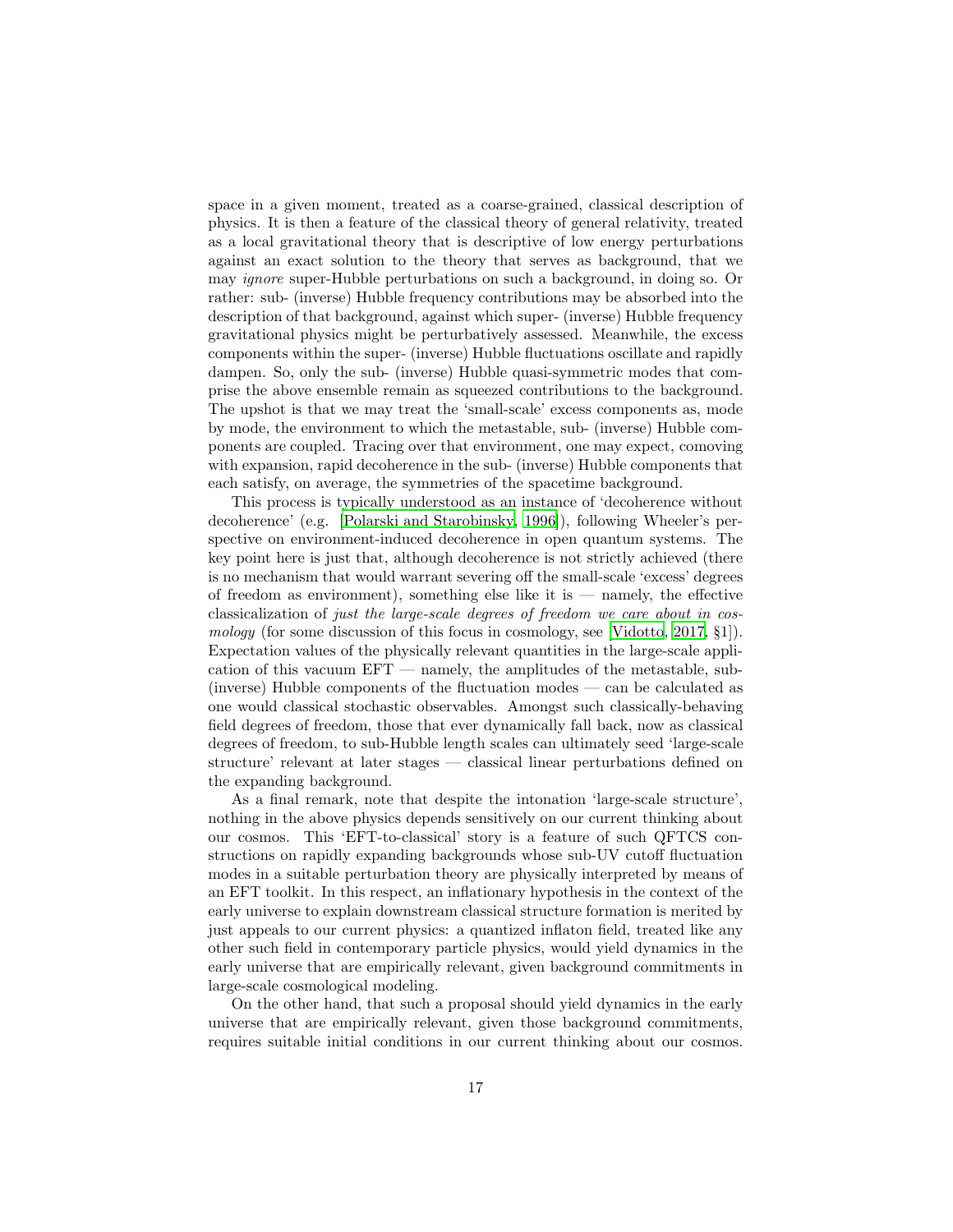space in a given moment, treated as a coarse-grained, classical description of physics. It is then a feature of the classical theory of general relativity, treated as a local gravitational theory that is descriptive of low energy perturbations against an exact solution to the theory that serves as background, that we may *ignore* super-Hubble perturbations on such a background, in doing so. Or rather: sub- (inverse) Hubble frequency contributions may be absorbed into the description of that background, against which super- (inverse) Hubble frequency gravitational physics might be perturbatively assessed. Meanwhile, the excess components within the super- (inverse) Hubble fluctuations oscillate and rapidly dampen. So, only the sub- (inverse) Hubble quasi-symmetric modes that comprise the above ensemble remain as squeezed contributions to the background. The upshot is that we may treat the 'small-scale' excess components as, mode by mode, the environment to which the metastable, sub- (inverse) Hubble components are coupled. Tracing over that environment, one may expect, comoving with expansion, rapid decoherence in the sub- (inverse) Hubble components that each satisfy, on average, the symmetries of the spacetime background.

This process is typically understood as an instance of 'decoherence without decoherence' (e.g. [Polarski and Starobinsky, 1996]), following Wheeler's perspective on environment-induced decoherence in open quantum systems. The key point here is just that, although decoherence is not strictly achieved (there is no mechanism that would warrant severing off the small-scale 'excess' degrees of freedom as environment), something else like it is — namely, the effective classicalization of *just the large-scale degrees of freedom we care about in cosmology* (for some discussion of this focus in cosmology, see [Vidotto, 2017, §1]). Expectation values of the physically relevant quantities in the large-scale application of this vacuum EFT — namely, the amplitudes of the metastable, sub- (inverse) Hubble components of the fluctuation modes — can be calculated as one would classical stochastic observables. Amongst such classically-behaving field degrees of freedom, those that ever dynamically fall back, now as classical degrees of freedom, to sub-Hubble length scales can ultimately seed 'large-scale structure' relevant at later stages — classical linear perturbations defined on the expanding background.

As a final remark, note that despite the intonation 'large-scale structure', nothing in the above physics depends sensitively on our current thinking about our cosmos. This 'EFT-to-classical' story is a feature of such QFTCS constructions on rapidly expanding backgrounds whose sub-UV cutoff fluctuation modes in a suitable perturbation theory are physically interpreted by means of an EFT toolkit. In this respect, an inflationary hypothesis in the context of the early universe to explain downstream classical structure formation is merited by just appeals to our current physics: a quantized inflaton field, treated like any other such field in contemporary particle physics, would yield dynamics in the early universe that are empirically relevant, given background commitments in large-scale cosmological modeling.

On the other hand, that such a proposal should yield dynamics in the early universe that are empirically relevant, given those background commitments, requires suitable initial conditions in our current thinking about our cosmos.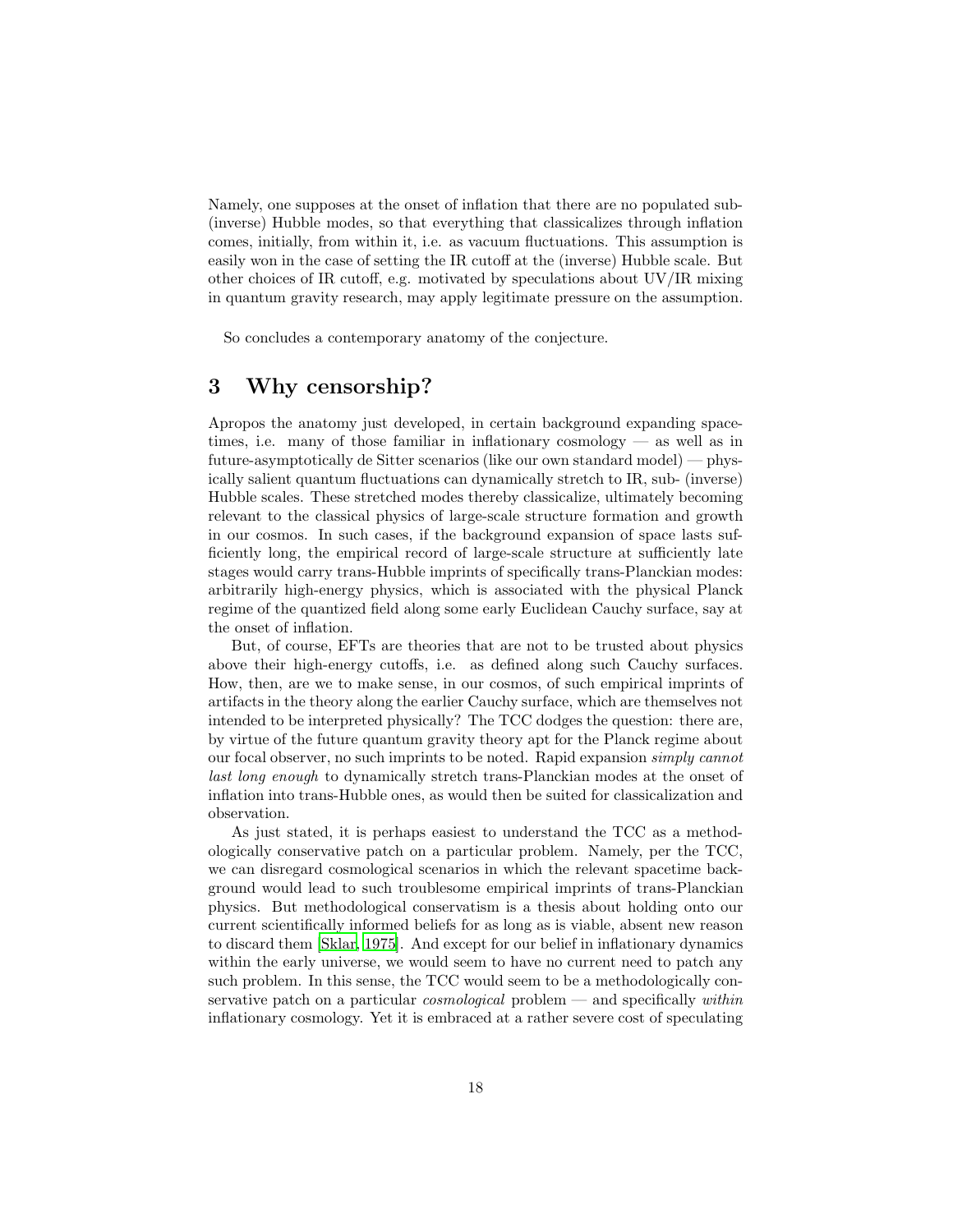Namely, one supposes at the onset of inflation that there are no populated sub- (inverse) Hubble modes, so that everything that classicalizes through inflation comes, initially, from within it, i.e. as vacuum fluctuations. This assumption is easily won in the case of setting the IR cutoff at the (inverse) Hubble scale. But other choices of IR cutoff, e.g. motivated by speculations about UV/IR mixing in quantum gravity research, may apply legitimate pressure on the assumption.

So concludes a contemporary anatomy of the conjecture.

# 3 Why censorship?

Apropos the anatomy just developed, in certain background expanding spacetimes, i.e. many of those familiar in inflationary cosmology — as well as in future-asymptotically de Sitter scenarios (like our own standard model) — physically salient quantum fluctuations can dynamically stretch to IR, sub- (inverse) Hubble scales. These stretched modes thereby classicalize, ultimately becoming relevant to the classical physics of large-scale structure formation and growth in our cosmos. In such cases, if the background expansion of space lasts sufficiently long, the empirical record of large-scale structure at sufficiently late stages would carry trans-Hubble imprints of specifically trans-Planckian modes: arbitrarily high-energy physics, which is associated with the physical Planck regime of the quantized field along some early Euclidean Cauchy surface, say at the onset of inflation.

But, of course, EFTs are theories that are not to be trusted about physics above their high-energy cutoffs, i.e. as defined along such Cauchy surfaces. How, then, are we to make sense, in our cosmos, of such empirical imprints of artifacts in the theory along the earlier Cauchy surface, which are themselves not intended to be interpreted physically? The TCC dodges the question: there are, by virtue of the future quantum gravity theory apt for the Planck regime about our focal observer, no such imprints to be noted. Rapid expansion *simply cannot last long enough* to dynamically stretch trans-Planckian modes at the onset of inflation into trans-Hubble ones, as would then be suited for classicalization and observation.

As just stated, it is perhaps easiest to understand the TCC as a methodologically conservative patch on a particular problem. Namely, per the TCC, we can disregard cosmological scenarios in which the relevant spacetime background would lead to such troublesome empirical imprints of trans-Planckian physics. But methodological conservatism is a thesis about holding onto our current scientifically informed beliefs for as long as is viable, absent new reason to discard them [Sklar, 1975]. And except for our belief in inflationary dynamics within the early universe, we would seem to have no current need to patch any such problem. In this sense, the TCC would seem to be a methodologically conservative patch on a particular *cosmological* problem — and specifically *within* inflationary cosmology. Yet it is embraced at a rather severe cost of speculating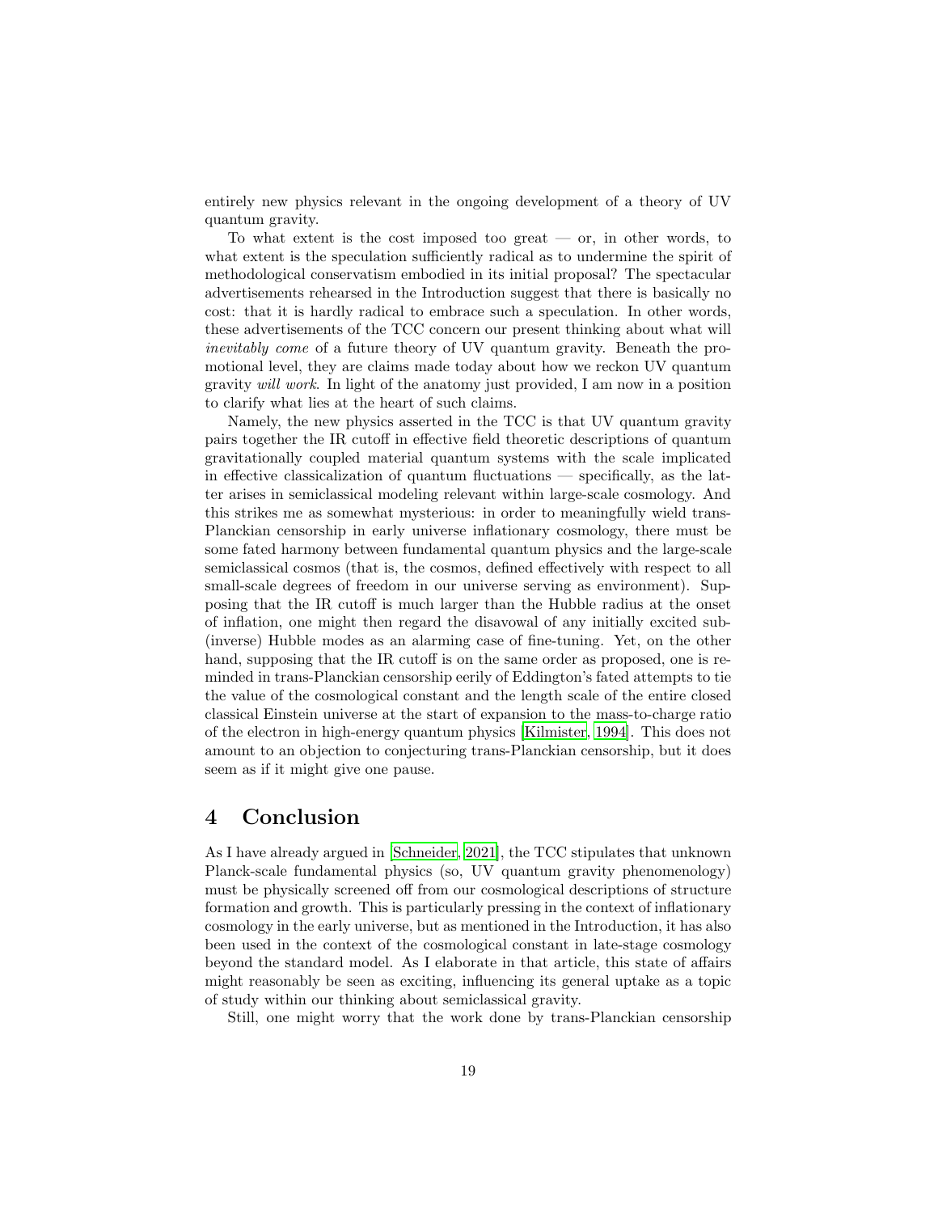entirely new physics relevant in the ongoing development of a theory of UV quantum gravity.

To what extent is the cost imposed too great — or, in other words, to what extent is the speculation sufficiently radical as to undermine the spirit of methodological conservatism embodied in its initial proposal? The spectacular advertisements rehearsed in the Introduction suggest that there is basically no cost: that it is hardly radical to embrace such a speculation. In other words, these advertisements of the TCC concern our present thinking about what will *inevitably come* of a future theory of UV quantum gravity. Beneath the promotional level, they are claims made today about how we reckon UV quantum gravity *will work*. In light of the anatomy just provided, I am now in a position to clarify what lies at the heart of such claims.

Namely, the new physics asserted in the TCC is that UV quantum gravity pairs together the IR cutoff in effective field theoretic descriptions of quantum gravitationally coupled material quantum systems with the scale implicated in effective classicalization of quantum fluctuations — specifically, as the latter arises in semiclassical modeling relevant within large-scale cosmology. And this strikes me as somewhat mysterious: in order to meaningfully wield trans-Planckian censorship in early universe inflationary cosmology, there must be some fated harmony between fundamental quantum physics and the large-scale semiclassical cosmos (that is, the cosmos, defined effectively with respect to all small-scale degrees of freedom in our universe serving as environment). Supposing that the IR cutoff is much larger than the Hubble radius at the onset of inflation, one might then regard the disavowal of any initially excited sub-(inverse) Hubble modes as an alarming case of fine-tuning. Yet, on the other hand, supposing that the IR cutoff is on the same order as proposed, one is reminded in trans-Planckian censorship eerily of Eddington's fated attempts to tie the value of the cosmological constant and the length scale of the entire closed classical Einstein universe at the start of expansion to the mass-to-charge ratio of the electron in high-energy quantum physics [Kilmister, 1994]. This does not amount to an objection to conjecturing trans-Planckian censorship, but it does seem as if it might give one pause.

# 4 Conclusion

As I have already argued in [Schneider, 2021], the TCC stipulates that unknown Planck-scale fundamental physics (so, UV quantum gravity phenomenology) must be physically screened off from our cosmological descriptions of structure formation and growth. This is particularly pressing in the context of inflationary cosmology in the early universe, but as mentioned in the Introduction, it has also been used in the context of the cosmological constant in late-stage cosmology beyond the standard model. As I elaborate in that article, this state of affairs might reasonably be seen as exciting, influencing its general uptake as a topic of study within our thinking about semiclassical gravity.

Still, one might worry that the work done by trans-Planckian censorship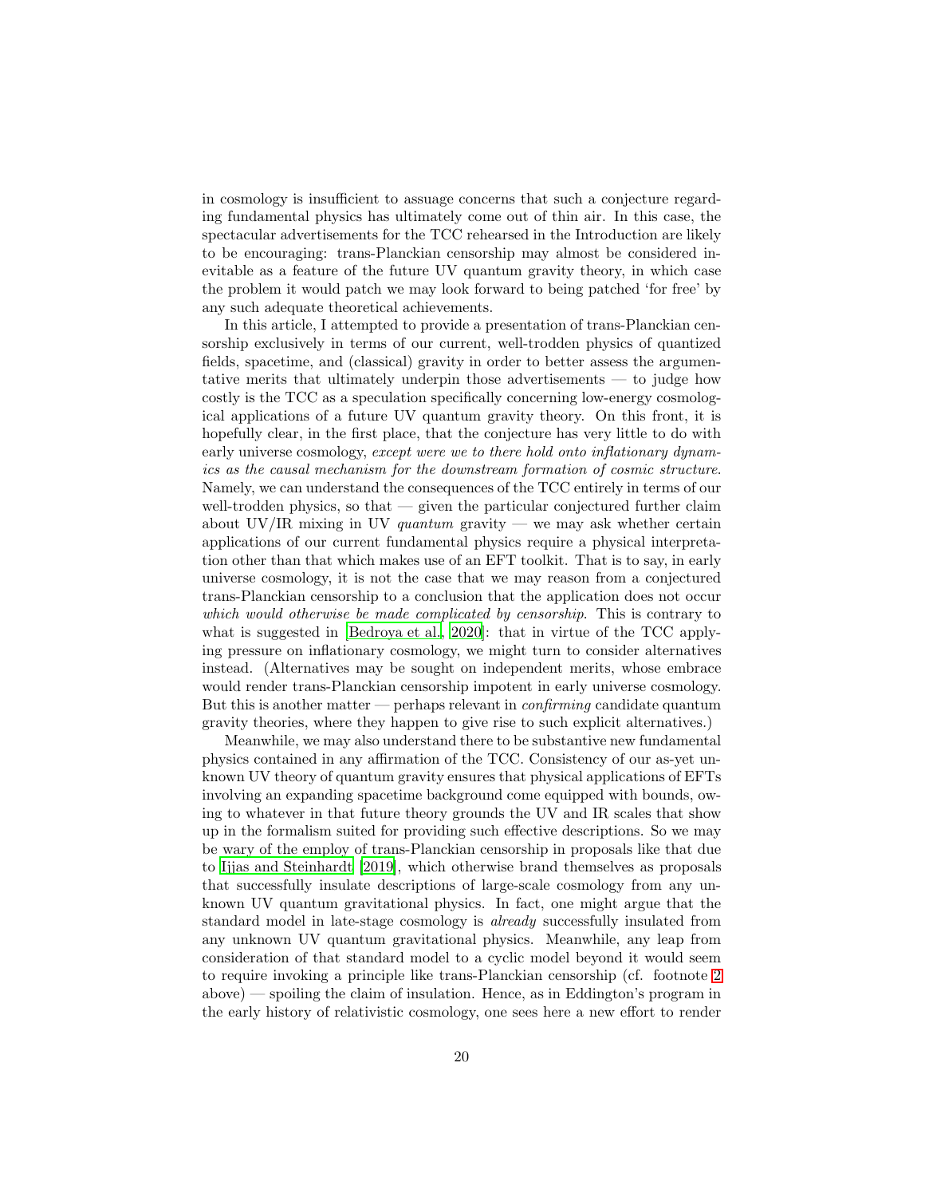in cosmology is insufficient to assuage concerns that such a conjecture regarding fundamental physics has ultimately come out of thin air. In this case, the spectacular advertisements for the TCC rehearsed in the Introduction are likely to be encouraging: trans-Planckian censorship may almost be considered inevitable as a feature of the future UV quantum gravity theory, in which case the problem it would patch we may look forward to being patched 'for free' by any such adequate theoretical achievements.

In this article, I attempted to provide a presentation of trans-Planckian censorship exclusively in terms of our current, well-trodden physics of quantized fields, spacetime, and (classical) gravity in order to better assess the argumentative merits that ultimately underpin those advertisements — to judge how costly is the TCC as a speculation specifically concerning low-energy cosmological applications of a future UV quantum gravity theory. On this front, it is hopefully clear, in the first place, that the conjecture has very little to do with early universe cosmology, *except were we to there hold onto inflationary dynamics as the causal mechanism for the downstream formation of cosmic structure*. Namely, we can understand the consequences of the TCC entirely in terms of our well-trodden physics, so that — given the particular conjectured further claim about UV/IR mixing in UV *quantum* gravity — we may ask whether certain applications of our current fundamental physics require a physical interpretation other than that which makes use of an EFT toolkit. That is to say, in early universe cosmology, it is not the case that we may reason from a conjectured trans-Planckian censorship to a conclusion that the application does not occur *which would otherwise be made complicated by censorship*. This is contrary to what is suggested in [Bedroya et al., 2020]: that in virtue of the TCC applying pressure on inflationary cosmology, we might turn to consider alternatives instead. (Alternatives may be sought on independent merits, whose embrace would render trans-Planckian censorship impotent in early universe cosmology. But this is another matter — perhaps relevant in *confirming* candidate quantum gravity theories, where they happen to give rise to such explicit alternatives.)

Meanwhile, we may also understand there to be substantive new fundamental physics contained in any affirmation of the TCC. Consistency of our as-yet unknown UV theory of quantum gravity ensures that physical applications of EFTs involving an expanding spacetime background come equipped with bounds, owing to whatever in that future theory grounds the UV and IR scales that show up in the formalism suited for providing such effective descriptions. So we may be wary of the employ of trans-Planckian censorship in proposals like that due to Ijjas and Steinhardt [2019], which otherwise brand themselves as proposals that successfully insulate descriptions of large-scale cosmology from any unknown UV quantum gravitational physics. In fact, one might argue that the standard model in late-stage cosmology is *already* successfully insulated from any unknown UV quantum gravitational physics. Meanwhile, any leap from consideration of that standard model to a cyclic model beyond it would seem to require invoking a principle like trans-Planckian censorship (cf. footnote 2 above) — spoiling the claim of insulation. Hence, as in Eddington's program in the early history of relativistic cosmology, one sees here a new effort to render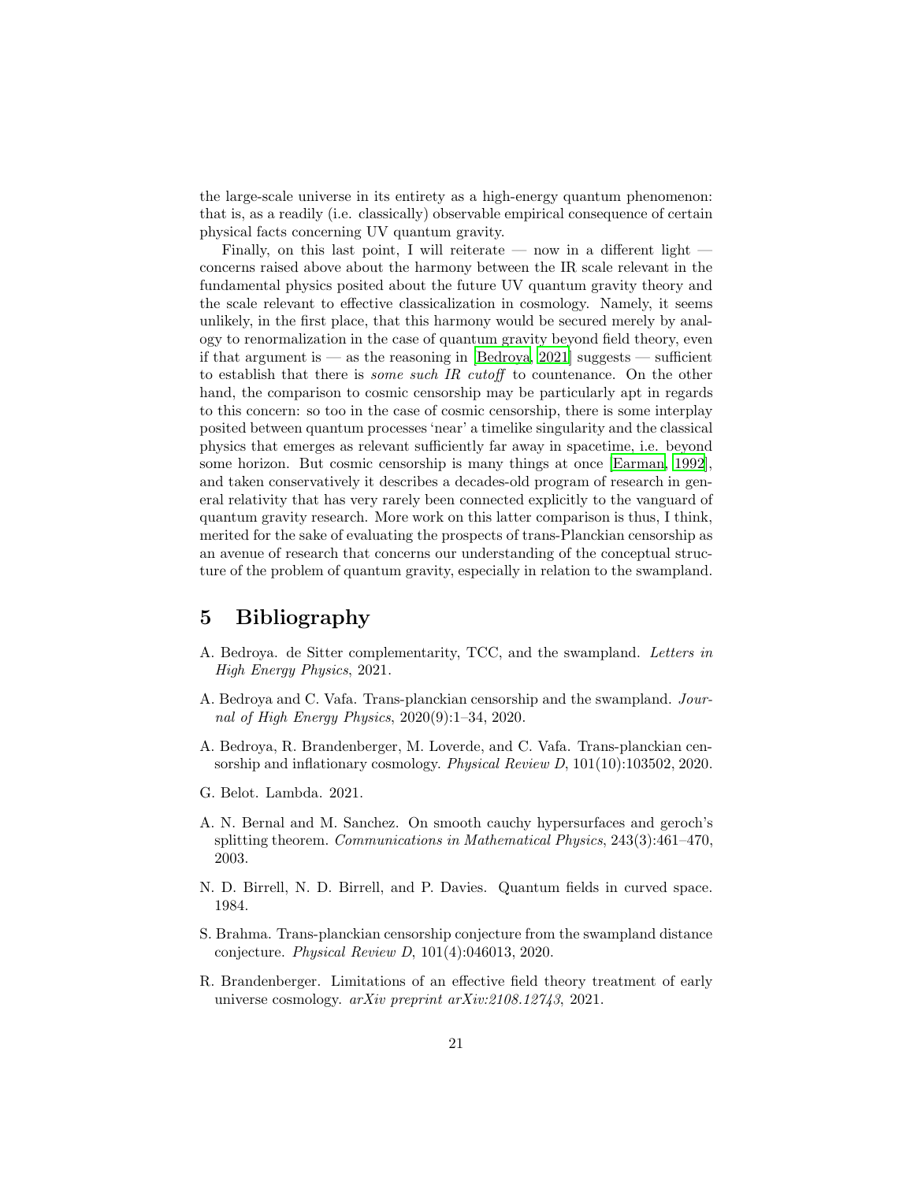the large-scale universe in its entirety as a high-energy quantum phenomenon: that is, as a readily (i.e. classically) observable empirical consequence of certain physical facts concerning UV quantum gravity.

Finally, on this last point, I will reiterate — now in a different light — concerns raised above about the harmony between the IR scale relevant in the fundamental physics posited about the future UV quantum gravity theory and the scale relevant to effective classicalization in cosmology. Namely, it seems unlikely, in the first place, that this harmony would be secured merely by analogy to renormalization in the case of quantum gravity beyond field theory, even if that argument is — as the reasoning in [Bedroya, 2021] suggests — sufficient to establish that there is *some such IR cutoff* to countenance. On the other hand, the comparison to cosmic censorship may be particularly apt in regards to this concern: so too in the case of cosmic censorship, there is some interplay posited between quantum processes 'near' a timelike singularity and the classical physics that emerges as relevant sufficiently far away in spacetime, i.e. beyond some horizon. But cosmic censorship is many things at once [Earman, 1992], and taken conservatively it describes a decades-old program of research in general relativity that has very rarely been connected explicitly to the vanguard of quantum gravity research. More work on this latter comparison is thus, I think, merited for the sake of evaluating the prospects of trans-Planckian censorship as an avenue of research that concerns our understanding of the conceptual structure of the problem of quantum gravity, especially in relation to the swampland.

# 5 Bibliography

A. Bedroya. de Sitter complementarity, TCC, and the swampland. *Letters in High Energy Physics*, 2021.

A. Bedroya and C. Vafa. Trans-planckian censorship and the swampland. *Journal of High Energy Physics*, 2020(9):1–34, 2020.

A. Bedroya, R. Brandenberger, M. Loverde, and C. Vafa. Trans-planckian censorship and inflationary cosmology. *Physical Review D*, 101(10):103502, 2020.

G. Belot. Lambda. 2021.

A. N. Bernal and M. Sanchez. On smooth cauchy hypersurfaces and geroch's splitting theorem. *Communications in Mathematical Physics*, 243(3):461–470, 2003.

N. D. Birrell, N. D. Birrell, and P. Davies. Quantum fields in curved space. 1984.

S. Brahma. Trans-planckian censorship conjecture from the swampland distance conjecture. *Physical Review D*, 101(4):046013, 2020.

R. Brandenberger. Limitations of an effective field theory treatment of early universe cosmology. *arXiv preprint arXiv:2108.12743*, 2021.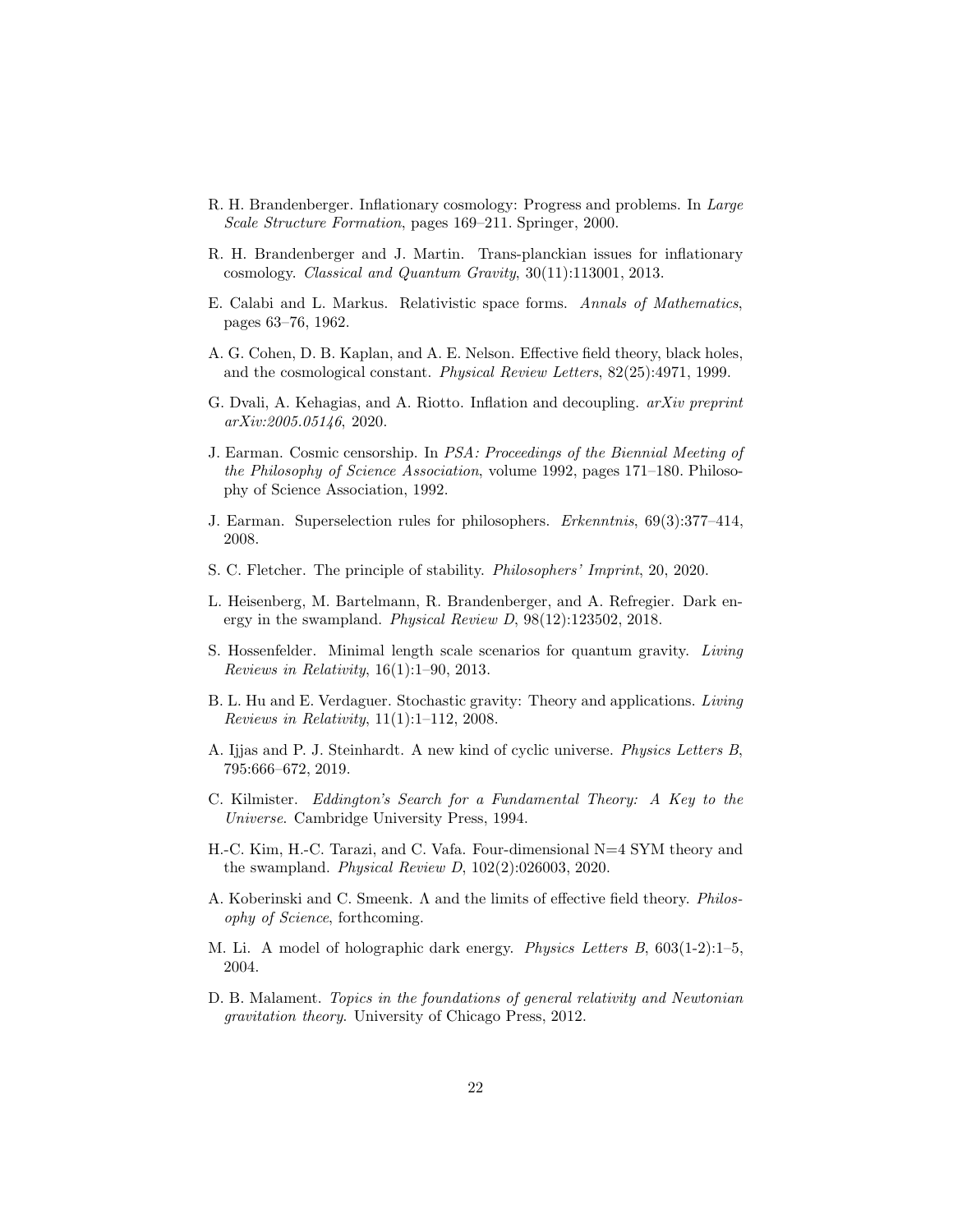R. H. Brandenberger. Inflationary cosmology: Progress and problems. In *Large Scale Structure Formation*, pages 169–211. Springer, 2000.

R. H. Brandenberger and J. Martin. Trans-planckian issues for inflationary cosmology. *Classical and Quantum Gravity*, 30(11):113001, 2013.

E. Calabi and L. Markus. Relativistic space forms. *Annals of Mathematics*, pages 63–76, 1962.

A. G. Cohen, D. B. Kaplan, and A. E. Nelson. Effective field theory, black holes, and the cosmological constant. *Physical Review Letters*, 82(25):4971, 1999.

G. Dvali, A. Kehagias, and A. Riotto. Inflation and decoupling. *arXiv preprint arXiv:2005.05146*, 2020.

J. Earman. Cosmic censorship. In *PSA: Proceedings of the Biennial Meeting of the Philosophy of Science Association*, volume 1992, pages 171–180. Philosophy of Science Association, 1992.

J. Earman. Superselection rules for philosophers. *Erkenntnis*, 69(3):377–414, 2008.

S. C. Fletcher. The principle of stability. *Philosophers' Imprint*, 20, 2020.

L. Heisenberg, M. Bartelmann, R. Brandenberger, and A. Refregier. Dark energy in the swampland. *Physical Review D*, 98(12):123502, 2018.

S. Hossenfelder. Minimal length scale scenarios for quantum gravity. *Living Reviews in Relativity*, 16(1):1–90, 2013.

B. L. Hu and E. Verdaguer. Stochastic gravity: Theory and applications. *Living Reviews in Relativity*, 11(1):1–112, 2008.

A. Ijjas and P. J. Steinhardt. A new kind of cyclic universe. *Physics Letters B*, 795:666–672, 2019.

C. Kilmister. *Eddington's Search for a Fundamental Theory: A Key to the Universe*. Cambridge University Press, 1994.

H.-C. Kim, H.-C. Tarazi, and C. Vafa. Four-dimensional N=4 SYM theory and the swampland. *Physical Review D*, 102(2):026003, 2020.

A. Koberinski and C. Smeenk. $\Lambda$ and the limits of effective field theory. *Philosophy of Science*, forthcoming.

M. Li. A model of holographic dark energy. *Physics Letters B*, 603(1-2):1–5, 2004.

D. B. Malament. *Topics in the foundations of general relativity and Newtonian gravitation theory*. University of Chicago Press, 2012.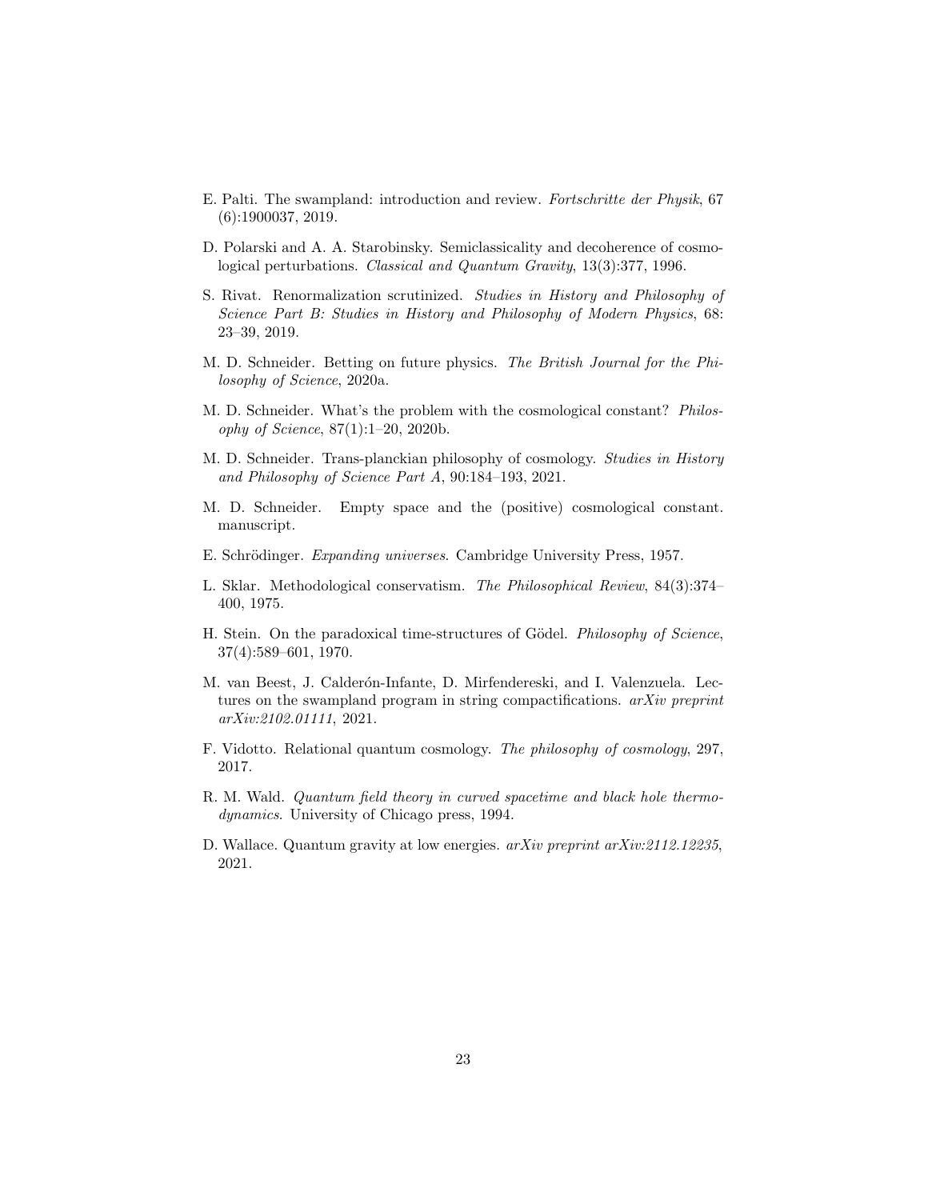E. Palti. The swampland: introduction and review. *Fortschritte der Physik*, 67 (6):1900037, 2019.

D. Polarski and A. A. Starobinsky. Semiclassicality and decoherence of cosmological perturbations. *Classical and Quantum Gravity*, 13(3):377, 1996.

S. Rivat. Renormalization scrutinized. *Studies in History and Philosophy of Science Part B: Studies in History and Philosophy of Modern Physics*, 68: 23–39, 2019.

M. D. Schneider. Betting on future physics. *The British Journal for the Philosophy of Science*, 2020a.

M. D. Schneider. What's the problem with the cosmological constant? *Philosophy of Science*, 87(1):1–20, 2020b.

M. D. Schneider. Trans-planckian philosophy of cosmology. *Studies in History and Philosophy of Science Part A*, 90:184–193, 2021.

M. D. Schneider. Empty space and the (positive) cosmological constant. manuscript.

E. Schrödinger. *Expanding universes*. Cambridge University Press, 1957.

L. Sklar. Methodological conservatism. *The Philosophical Review*, 84(3):374–400, 1975.

H. Stein. On the paradoxical time-structures of Gödel. *Philosophy of Science*, 37(4):589–601, 1970.

M. van Beest, J. Calderón-Infante, D. Mirfendereski, and I. Valenzuela. Lectures on the swampland program in string compactifications. *arXiv preprint arXiv:2102.01111*, 2021.

F. Vidotto. Relational quantum cosmology. *The philosophy of cosmology*, 297, 2017.

R. M. Wald. *Quantum field theory in curved spacetime and black hole thermodynamics*. University of Chicago press, 1994.

D. Wallace. Quantum gravity at low energies. *arXiv preprint arXiv:2112.12235*, 2021.